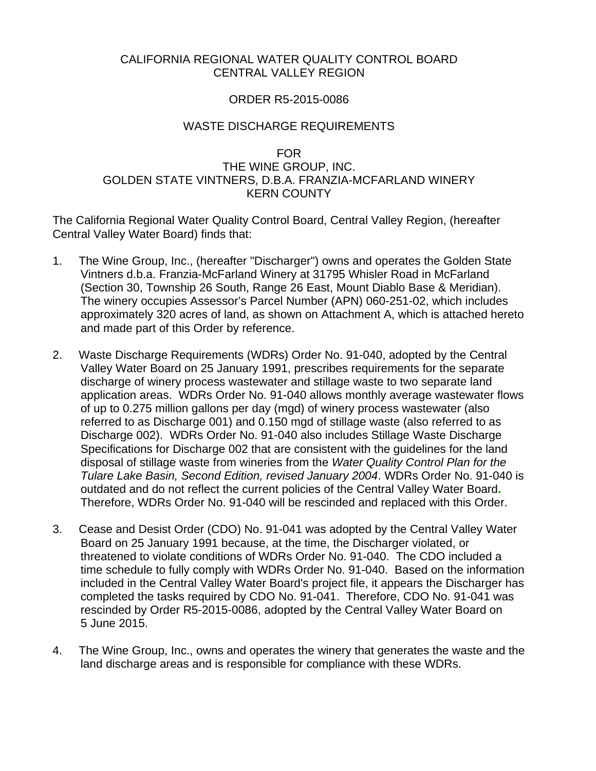CALIFORNIA REGIONAL WATER QUALITY CONTROL BOARD
CENTRAL VALLEY REGION

ORDER R5-2015-0086

WASTE DISCHARGE REQUIREMENTS

FOR
THE WINE GROUP, INC.
GOLDEN STATE VINTNERS, D.B.A. FRANZIA-MCFARLAND WINERY
KERN COUNTY

The California Regional Water Quality Control Board, Central Valley Region, (hereafter Central Valley Water Board) finds that:

1. The Wine Group, Inc., (hereafter "Discharger") owns and operates the Golden State Vintners d.b.a. Franzia-McFarland Winery at 31795 Whisler Road in McFarland (Section 30, Township 26 South, Range 26 East, Mount Diablo Base & Meridian). The winery occupies Assessor's Parcel Number (APN) 060-251-02, which includes approximately 320 acres of land, as shown on Attachment A, which is attached hereto and made part of this Order by reference.

2. Waste Discharge Requirements (WDRs) Order No. 91-040, adopted by the Central Valley Water Board on 25 January 1991, prescribes requirements for the separate discharge of winery process wastewater and stillage waste to two separate land application areas. WDRs Order No. 91-040 allows monthly average wastewater flows of up to 0.275 million gallons per day (mgd) of winery process wastewater (also referred to as Discharge 001) and 0.150 mgd of stillage waste (also referred to as Discharge 002). WDRs Order No. 91-040 also includes Stillage Waste Discharge Specifications for Discharge 002 that are consistent with the guidelines for the land disposal of stillage waste from wineries from the *Water Quality Control Plan for the Tulare Lake Basin, Second Edition, revised January 2004*. WDRs Order No. 91-040 is outdated and do not reflect the current policies of the Central Valley Water Board. Therefore, WDRs Order No. 91-040 will be rescinded and replaced with this Order.

3. Cease and Desist Order (CDO) No. 91-041 was adopted by the Central Valley Water Board on 25 January 1991 because, at the time, the Discharger violated, or threatened to violate conditions of WDRs Order No. 91-040. The CDO included a time schedule to fully comply with WDRs Order No. 91-040. Based on the information included in the Central Valley Water Board's project file, it appears the Discharger has completed the tasks required by CDO No. 91-041. Therefore, CDO No. 91-041 was rescinded by Order R5-2015-0086, adopted by the Central Valley Water Board on 5 June 2015.

4. The Wine Group, Inc., owns and operates the winery that generates the waste and the land discharge areas and is responsible for compliance with these WDRs.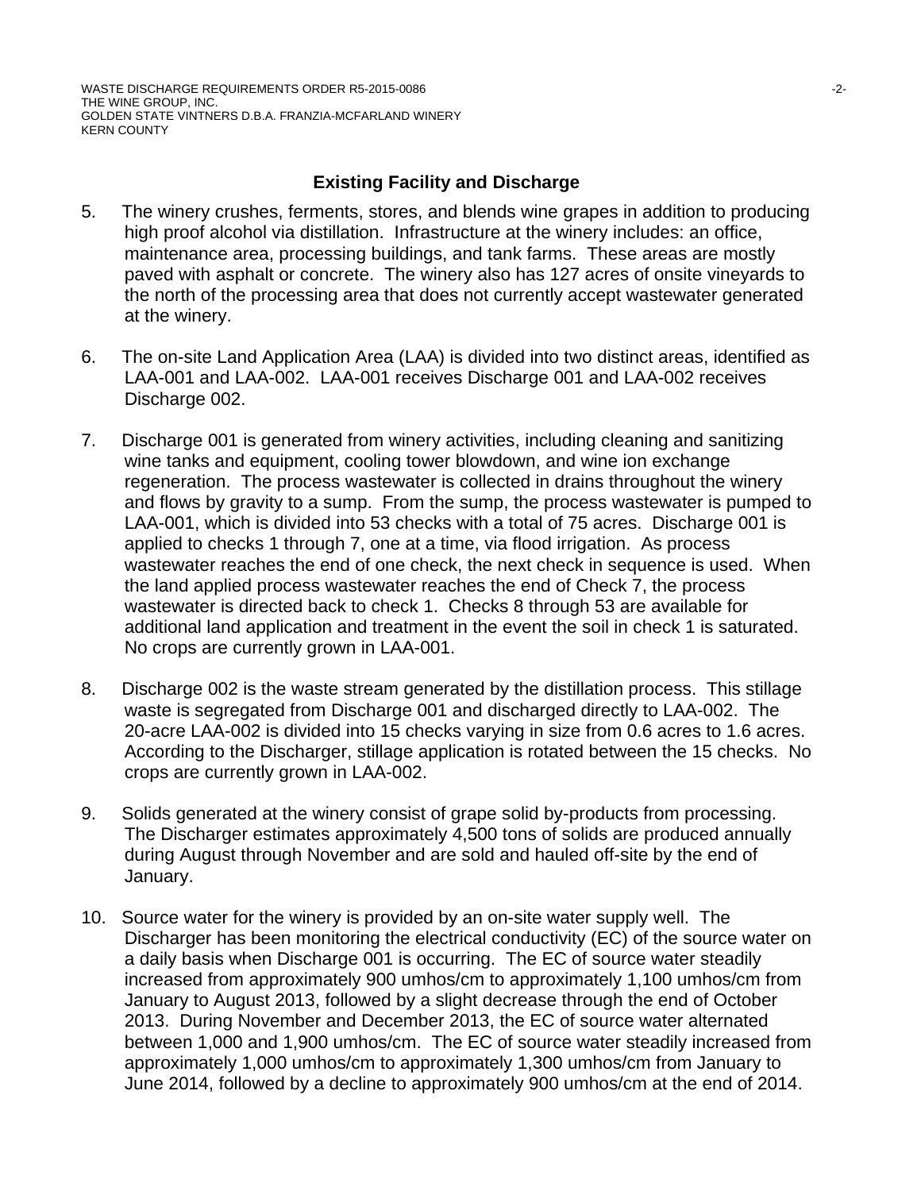## Existing Facility and Discharge

5. The winery crushes, ferments, stores, and blends wine grapes in addition to producing high proof alcohol via distillation. Infrastructure at the winery includes: an office, maintenance area, processing buildings, and tank farms. These areas are mostly paved with asphalt or concrete. The winery also has 127 acres of onsite vineyards to the north of the processing area that does not currently accept wastewater generated at the winery.

6. The on-site Land Application Area (LAA) is divided into two distinct areas, identified as LAA-001 and LAA-002. LAA-001 receives Discharge 001 and LAA-002 receives Discharge 002.

7. Discharge 001 is generated from winery activities, including cleaning and sanitizing wine tanks and equipment, cooling tower blowdown, and wine ion exchange regeneration. The process wastewater is collected in drains throughout the winery and flows by gravity to a sump. From the sump, the process wastewater is pumped to LAA-001, which is divided into 53 checks with a total of 75 acres. Discharge 001 is applied to checks 1 through 7, one at a time, via flood irrigation. As process wastewater reaches the end of one check, the next check in sequence is used. When the land applied process wastewater reaches the end of Check 7, the process wastewater is directed back to check 1. Checks 8 through 53 are available for additional land application and treatment in the event the soil in check 1 is saturated. No crops are currently grown in LAA-001.

8. Discharge 002 is the waste stream generated by the distillation process. This stillage waste is segregated from Discharge 001 and discharged directly to LAA-002. The 20-acre LAA-002 is divided into 15 checks varying in size from 0.6 acres to 1.6 acres. According to the Discharger, stillage application is rotated between the 15 checks. No crops are currently grown in LAA-002.

9. Solids generated at the winery consist of grape solid by-products from processing. The Discharger estimates approximately 4,500 tons of solids are produced annually during August through November and are sold and hauled off-site by the end of January.

10. Source water for the winery is provided by an on-site water supply well. The Discharger has been monitoring the electrical conductivity (EC) of the source water on a daily basis when Discharge 001 is occurring. The EC of source water steadily increased from approximately 900 umhos/cm to approximately 1,100 umhos/cm from January to August 2013, followed by a slight decrease through the end of October 2013. During November and December 2013, the EC of source water alternated between 1,000 and 1,900 umhos/cm. The EC of source water steadily increased from approximately 1,000 umhos/cm to approximately 1,300 umhos/cm from January to June 2014, followed by a decline to approximately 900 umhos/cm at the end of 2014.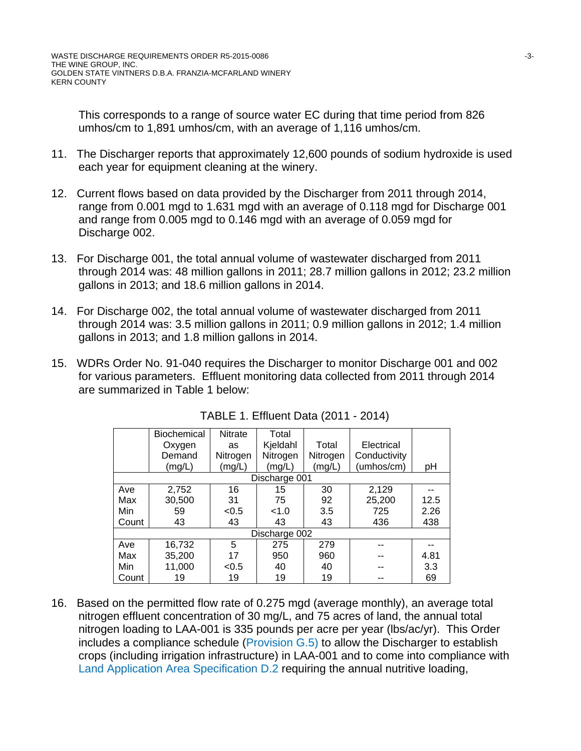This corresponds to a range of source water EC during that time period from 826 umhos/cm to 1,891 umhos/cm, with an average of 1,116 umhos/cm.

11. The Discharger reports that approximately 12,600 pounds of sodium hydroxide is used each year for equipment cleaning at the winery.

12. Current flows based on data provided by the Discharger from 2011 through 2014, range from 0.001 mgd to 1.631 mgd with an average of 0.118 mgd for Discharge 001 and range from 0.005 mgd to 0.146 mgd with an average of 0.059 mgd for Discharge 002.

13. For Discharge 001, the total annual volume of wastewater discharged from 2011 through 2014 was: 48 million gallons in 2011; 28.7 million gallons in 2012; 23.2 million gallons in 2013; and 18.6 million gallons in 2014.

14. For Discharge 002, the total annual volume of wastewater discharged from 2011 through 2014 was: 3.5 million gallons in 2011; 0.9 million gallons in 2012; 1.4 million gallons in 2013; and 1.8 million gallons in 2014.

15. WDRs Order No. 91-040 requires the Discharger to monitor Discharge 001 and 002 for various parameters. Effluent monitoring data collected from 2011 through 2014 are summarized in Table 1 below:

TABLE 1. Effluent Data (2011 - 2014)

| | Biochemical Oxygen Demand (mg/L) | Nitrate as Nitrogen (mg/L) | Total Kjeldahl Nitrogen (mg/L) | Total Nitrogen (mg/L) | Electrical Conductivity (umhos/cm) | pH |
|---|---|---|---|---|---|---|
| Discharge 001 | | | | | | |
| Ave | 2,752 | 16 | 15 | 30 | 2,129 | -- |
| Max | 30,500 | 31 | 75 | 92 | 25,200 | 12.5 |
| Min | 59 | <0.5 | <1.0 | 3.5 | 725 | 2.26 |
| Count | 43 | 43 | 43 | 43 | 436 | 438 |
| Discharge 002 | | | | | | |
| Ave | 16,732 | 5 | 275 | 279 | -- | -- |
| Max | 35,200 | 17 | 950 | 960 | -- | 4.81 |
| Min | 11,000 | <0.5 | 40 | 40 | -- | 3.3 |
| Count | 19 | 19 | 19 | 19 | -- | 69 |

16. Based on the permitted flow rate of 0.275 mgd (average monthly), an average total nitrogen effluent concentration of 30 mg/L, and 75 acres of land, the annual total nitrogen loading to LAA-001 is 335 pounds per acre per year (lbs/ac/yr). This Order includes a compliance schedule (Provision G.5) to allow the Discharger to establish crops (including irrigation infrastructure) in LAA-001 and to come into compliance with Land Application Area Specification D.2 requiring the annual nutritive loading,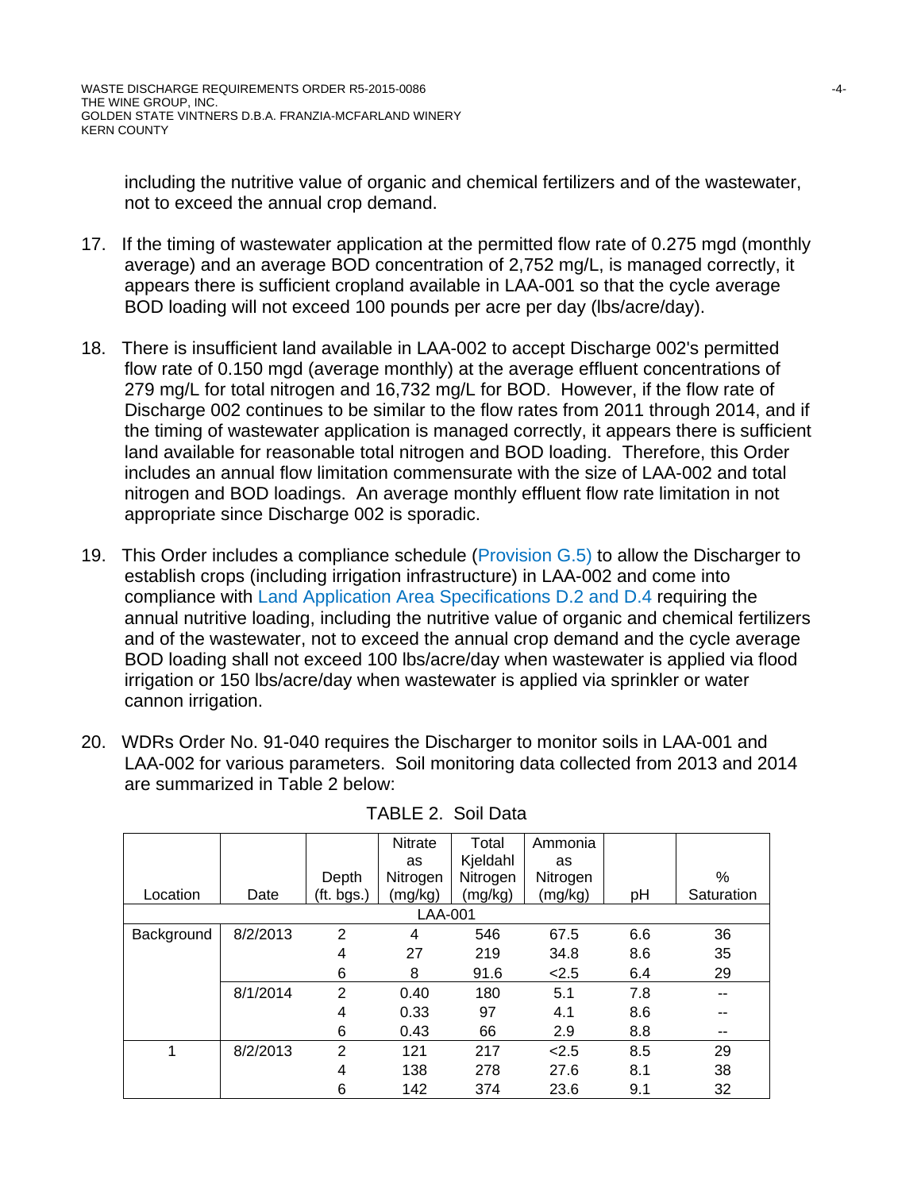including the nutritive value of organic and chemical fertilizers and of the wastewater, not to exceed the annual crop demand.

17. If the timing of wastewater application at the permitted flow rate of 0.275 mgd (monthly average) and an average BOD concentration of 2,752 mg/L, is managed correctly, it appears there is sufficient cropland available in LAA-001 so that the cycle average BOD loading will not exceed 100 pounds per acre per day (lbs/acre/day).

18. There is insufficient land available in LAA-002 to accept Discharge 002's permitted flow rate of 0.150 mgd (average monthly) at the average effluent concentrations of 279 mg/L for total nitrogen and 16,732 mg/L for BOD. However, if the flow rate of Discharge 002 continues to be similar to the flow rates from 2011 through 2014, and if the timing of wastewater application is managed correctly, it appears there is sufficient land available for reasonable total nitrogen and BOD loading. Therefore, this Order includes an annual flow limitation commensurate with the size of LAA-002 and total nitrogen and BOD loadings. An average monthly effluent flow rate limitation in not appropriate since Discharge 002 is sporadic.

19. This Order includes a compliance schedule (Provision G.5) to allow the Discharger to establish crops (including irrigation infrastructure) in LAA-002 and come into compliance with Land Application Area Specifications D.2 and D.4 requiring the annual nutritive loading, including the nutritive value of organic and chemical fertilizers and of the wastewater, not to exceed the annual crop demand and the cycle average BOD loading shall not exceed 100 lbs/acre/day when wastewater is applied via flood irrigation or 150 lbs/acre/day when wastewater is applied via sprinkler or water cannon irrigation.

20. WDRs Order No. 91-040 requires the Discharger to monitor soils in LAA-001 and LAA-002 for various parameters. Soil monitoring data collected from 2013 and 2014 are summarized in Table 2 below:

TABLE 2. Soil Data

| Location | Date | Depth (ft. bgs.) | Nitrate as Nitrogen (mg/kg) | Total Kjeldahl Nitrogen (mg/kg) | Ammonia as Nitrogen (mg/kg) | pH | % Saturation |
|---|---|---|---|---|---|---|---|
| LAA-001 | | | | | | | |
| Background | 8/2/2013 | 2 | 4 | 546 | 67.5 | 6.6 | 36 |
| | | 4 | 27 | 219 | 34.8 | 8.6 | 35 |
| | | 6 | 8 | 91.6 | <2.5 | 6.4 | 29 |
| | 8/1/2014 | 2 | 0.40 | 180 | 5.1 | 7.8 | -- |
| | | 4 | 0.33 | 97 | 4.1 | 8.6 | -- |
| | | 6 | 0.43 | 66 | 2.9 | 8.8 | -- |
| 1 | 8/2/2013 | 2 | 121 | 217 | <2.5 | 8.5 | 29 |
| | | 4 | 138 | 278 | 27.6 | 8.1 | 38 |
| | | 6 | 142 | 374 | 23.6 | 9.1 | 32 |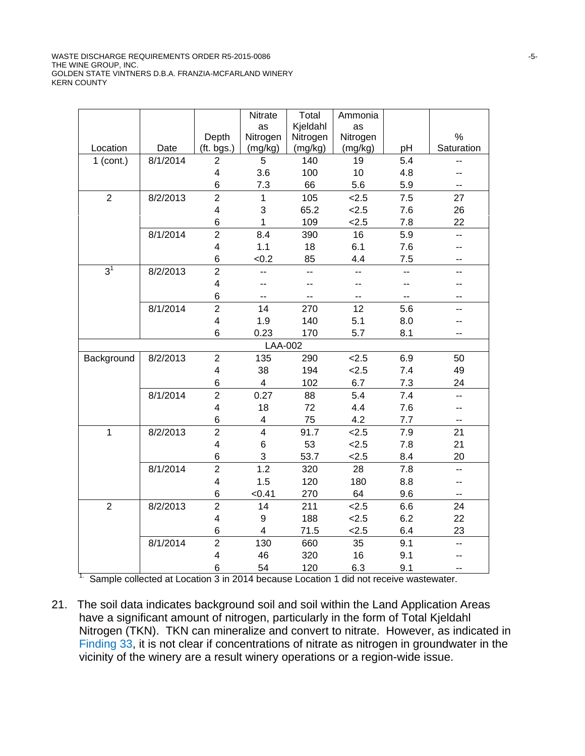| Location | Date | Depth (ft. bgs.) | Nitrate as Nitrogen (mg/kg) | Total Kjeldahl Nitrogen (mg/kg) | Ammonia as Nitrogen (mg/kg) | pH | % Saturation |
|---|---|---|---|---|---|---|---|
| 1 (cont.) | 8/1/2014 | 2 | 5 | 140 | 19 | 5.4 | -- |
| | | 4 | 3.6 | 100 | 10 | 4.8 | -- |
| | | 6 | 7.3 | 66 | 5.6 | 5.9 | -- |
| 2 | 8/2/2013 | 2 | 1 | 105 | <2.5 | 7.5 | 27 |
| | | 4 | 3 | 65.2 | <2.5 | 7.6 | 26 |
| | | 6 | 1 | 109 | <2.5 | 7.8 | 22 |
| | 8/1/2014 | 2 | 8.4 | 390 | 16 | 5.9 | -- |
| | | 4 | 1.1 | 18 | 6.1 | 7.6 | -- |
| | | 6 | <0.2 | 85 | 4.4 | 7.5 | -- |
| 3[1] | 8/2/2013 | 2 | -- | -- | -- | -- | -- |
| | | 4 | -- | -- | -- | -- | -- |
| | | 6 | -- | -- | -- | -- | -- |
| | 8/1/2014 | 2 | 14 | 270 | 12 | 5.6 | -- |
| | | 4 | 1.9 | 140 | 5.1 | 8.0 | -- |
| | | 6 | 0.23 | 170 | 5.7 | 8.1 | -- |
| | | | LAA-002 | | | | |
| Background | 8/2/2013 | 2 | 135 | 290 | <2.5 | 6.9 | 50 |
| | | 4 | 38 | 194 | <2.5 | 7.4 | 49 |
| | | 6 | 4 | 102 | 6.7 | 7.3 | 24 |
| | 8/1/2014 | 2 | 0.27 | 88 | 5.4 | 7.4 | -- |
| | | 4 | 18 | 72 | 4.4 | 7.6 | -- |
| | | 6 | 4 | 75 | 4.2 | 7.7 | -- |
| 1 | 8/2/2013 | 2 | 4 | 91.7 | <2.5 | 7.9 | 21 |
| | | 4 | 6 | 53 | <2.5 | 7.8 | 21 |
| | | 6 | 3 | 53.7 | <2.5 | 8.4 | 20 |
| | 8/1/2014 | 2 | 1.2 | 320 | 28 | 7.8 | -- |
| | | 4 | 1.5 | 120 | 180 | 8.8 | -- |
| | | 6 | <0.41 | 270 | 64 | 9.6 | -- |
| 2 | 8/2/2013 | 2 | 14 | 211 | <2.5 | 6.6 | 24 |
| | | 4 | 9 | 188 | <2.5 | 6.2 | 22 |
| | | 6 | 4 | 71.5 | <2.5 | 6.4 | 23 |
| | 8/1/2014 | 2 | 130 | 660 | 35 | 9.1 | -- |
| | | 4 | 46 | 320 | 16 | 9.1 | -- |
| | | 6 | 54 | 120 | 6.3 | 9.1 | -- |

[1] Sample collected at Location 3 in 2014 because Location 1 did not receive wastewater.

21. The soil data indicates background soil and soil within the Land Application Areas have a significant amount of nitrogen, particularly in the form of Total Kjeldahl Nitrogen (TKN). TKN can mineralize and convert to nitrate. However, as indicated in Finding 33, it is not clear if concentrations of nitrate as nitrogen in groundwater in the vicinity of the winery are a result winery operations or a region-wide issue.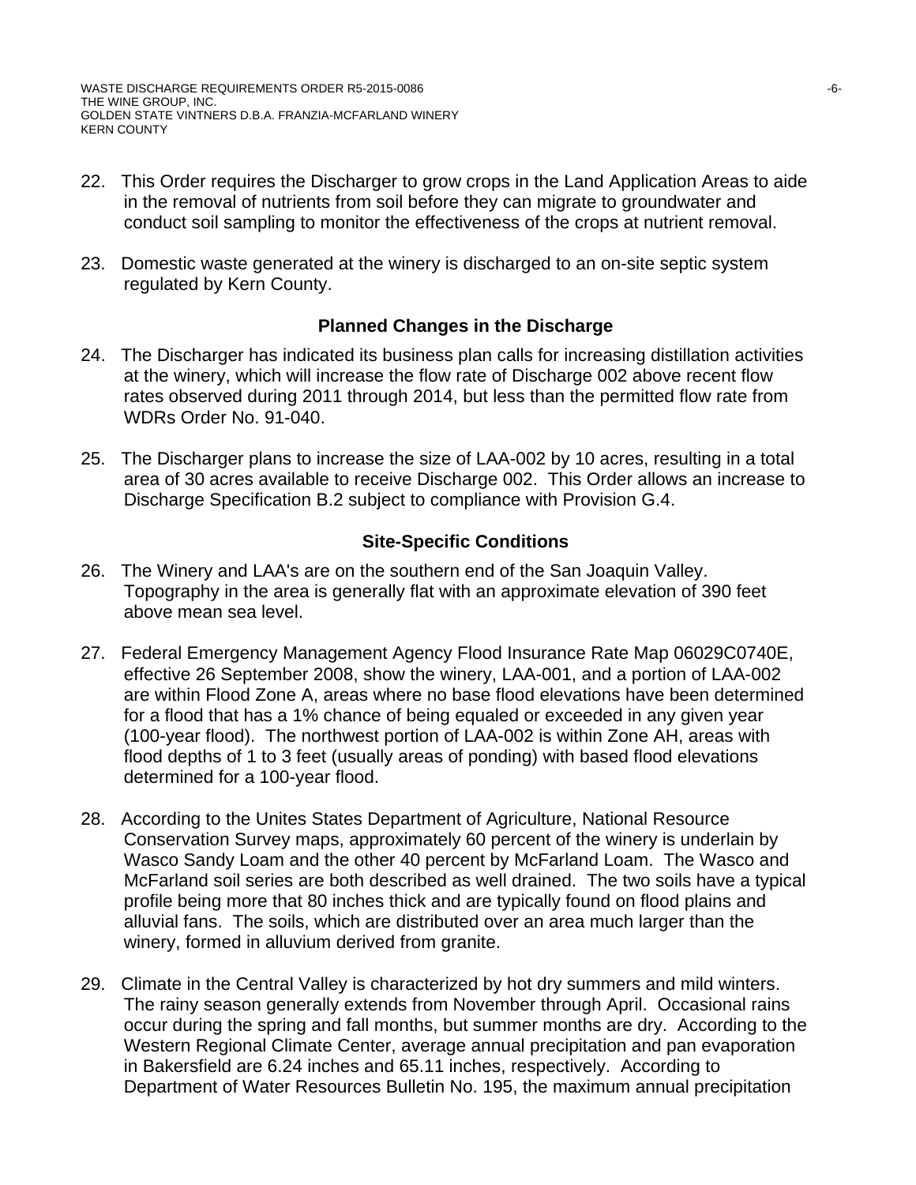22. This Order requires the Discharger to grow crops in the Land Application Areas to aide in the removal of nutrients from soil before they can migrate to groundwater and conduct soil sampling to monitor the effectiveness of the crops at nutrient removal.

23. Domestic waste generated at the winery is discharged to an on-site septic system regulated by Kern County.

**Planned Changes in the Discharge**

24. The Discharger has indicated its business plan calls for increasing distillation activities at the winery, which will increase the flow rate of Discharge 002 above recent flow rates observed during 2011 through 2014, but less than the permitted flow rate from WDRs Order No. 91-040.

25. The Discharger plans to increase the size of LAA-002 by 10 acres, resulting in a total area of 30 acres available to receive Discharge 002. This Order allows an increase to Discharge Specification B.2 subject to compliance with Provision G.4.

**Site-Specific Conditions**

26. The Winery and LAA's are on the southern end of the San Joaquin Valley. Topography in the area is generally flat with an approximate elevation of 390 feet above mean sea level.

27. Federal Emergency Management Agency Flood Insurance Rate Map 06029C0740E, effective 26 September 2008, show the winery, LAA-001, and a portion of LAA-002 are within Flood Zone A, areas where no base flood elevations have been determined for a flood that has a 1% chance of being equaled or exceeded in any given year (100-year flood). The northwest portion of LAA-002 is within Zone AH, areas with flood depths of 1 to 3 feet (usually areas of ponding) with based flood elevations determined for a 100-year flood.

28. According to the Unites States Department of Agriculture, National Resource Conservation Survey maps, approximately 60 percent of the winery is underlain by Wasco Sandy Loam and the other 40 percent by McFarland Loam. The Wasco and McFarland soil series are both described as well drained. The two soils have a typical profile being more that 80 inches thick and are typically found on flood plains and alluvial fans. The soils, which are distributed over an area much larger than the winery, formed in alluvium derived from granite.

29. Climate in the Central Valley is characterized by hot dry summers and mild winters. The rainy season generally extends from November through April. Occasional rains occur during the spring and fall months, but summer months are dry. According to the Western Regional Climate Center, average annual precipitation and pan evaporation in Bakersfield are 6.24 inches and 65.11 inches, respectively. According to Department of Water Resources Bulletin No. 195, the maximum annual precipitation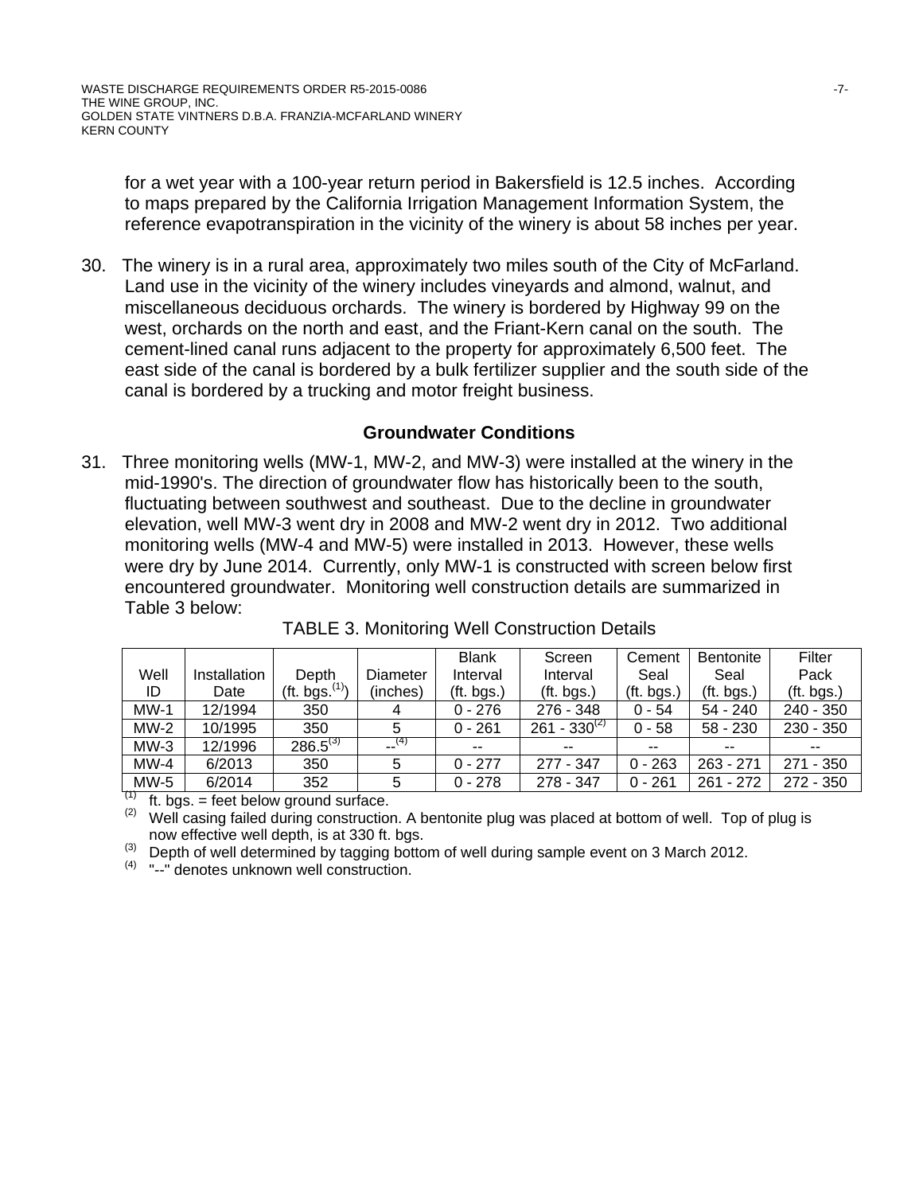for a wet year with a 100-year return period in Bakersfield is 12.5 inches. According to maps prepared by the California Irrigation Management Information System, the reference evapotranspiration in the vicinity of the winery is about 58 inches per year.

30. The winery is in a rural area, approximately two miles south of the City of McFarland. Land use in the vicinity of the winery includes vineyards and almond, walnut, and miscellaneous deciduous orchards. The winery is bordered by Highway 99 on the west, orchards on the north and east, and the Friant-Kern canal on the south. The cement-lined canal runs adjacent to the property for approximately 6,500 feet. The east side of the canal is bordered by a bulk fertilizer supplier and the south side of the canal is bordered by a trucking and motor freight business.

## Groundwater Conditions

31. Three monitoring wells (MW-1, MW-2, and MW-3) were installed at the winery in the mid-1990's. The direction of groundwater flow has historically been to the south, fluctuating between southwest and southeast. Due to the decline in groundwater elevation, well MW-3 went dry in 2008 and MW-2 went dry in 2012. Two additional monitoring wells (MW-4 and MW-5) were installed in 2013. However, these wells were dry by June 2014. Currently, only MW-1 is constructed with screen below first encountered groundwater. Monitoring well construction details are summarized in Table 3 below:

TABLE 3. Monitoring Well Construction Details

| Well ID | Installation Date | Depth (ft. bgs.[1]) | Diameter (inches) | Blank Interval (ft. bgs.) | Screen Interval (ft. bgs.) | Cement Seal (ft. bgs.) | Bentonite Seal (ft. bgs.) | Filter Pack (ft. bgs.) |
|---|---|---|---|---|---|---|---|---|
| MW-1 | 12/1994 | 350 | 4 | 0 - 276 | 276 - 348 | 0 - 54 | 54 - 240 | 240 - 350 |
| MW-2 | 10/1995 | 350 | 5 | 0 - 261 | 261 - 330[2] | 0 - 58 | 58 - 230 | 230 - 350 |
| MW-3 | 12/1996 | 286.5[3] | --[4] | -- | -- | -- | -- | -- |
| MW-4 | 6/2013 | 350 | 5 | 0 - 277 | 277 - 347 | 0 - 263 | 263 - 271 | 271 - 350 |
| MW-5 | 6/2014 | 352 | 5 | 0 - 278 | 278 - 347 | 0 - 261 | 261 - 272 | 272 - 350 |

[1] ft. bgs. = feet below ground surface.

[2] Well casing failed during construction. A bentonite plug was placed at bottom of well. Top of plug is now effective well depth, is at 330 ft. bgs.

[3] Depth of well determined by tagging bottom of well during sample event on 3 March 2012.

[4] "--" denotes unknown well construction.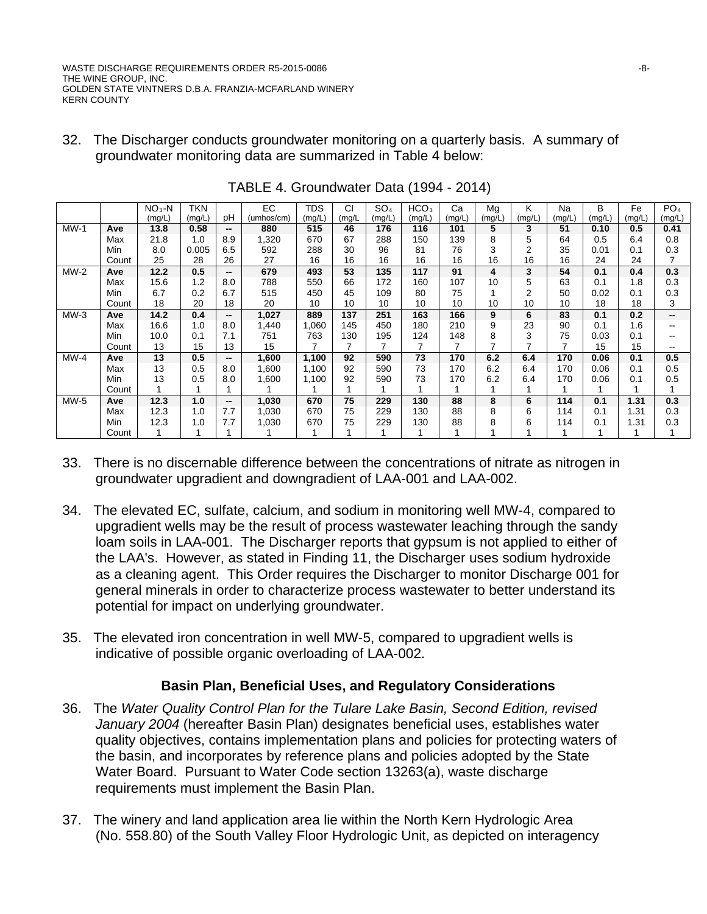32. The Discharger conducts groundwater monitoring on a quarterly basis. A summary of groundwater monitoring data are summarized in Table 4 below:

TABLE 4. Groundwater Data (1994 - 2014)

| | | $NO_3$-N (mg/L) | TKN (mg/L) | pH | EC (umhos/cm) | TDS (mg/L) | Cl (mg/L | $SO_4$ (mg/L) | $HCO_3$ (mg/L) | Ca (mg/L) | Mg (mg/L) | K (mg/L) | Na (mg/L) | B (mg/L) | Fe (mg/L) | $PO_4$ (mg/L) |
|---|---|---|---|---|---|---|---|---|---|---|---|---|---|---|---|---|
| MW-1 | **Ave** | **13.8** | **0.58** | **--** | **880** | **515** | **46** | **176** | **116** | **101** | **5** | **3** | **51** | **0.10** | **0.5** | **0.41** |
| | Max | 21.8 | 1.0 | 8.9 | 1,320 | 670 | 67 | 288 | 150 | 139 | 8 | 5 | 64 | 0.5 | 6.4 | 0.8 |
| | Min | 8.0 | 0.005 | 6.5 | 592 | 288 | 30 | 96 | 81 | 76 | 3 | 2 | 35 | 0.01 | 0.1 | 0.3 |
| | Count | 25 | 28 | 26 | 27 | 16 | 16 | 16 | 16 | 16 | 16 | 16 | 16 | 24 | 24 | 7 |
| MW-2 | **Ave** | **12.2** | **0.5** | **--** | **679** | **493** | **53** | **135** | **117** | **91** | **4** | **3** | **54** | **0.1** | **0.4** | **0.3** |
| | Max | 15.6 | 1.2 | 8.0 | 788 | 550 | 66 | 172 | 160 | 107 | 10 | 5 | 63 | 0.1 | 1.8 | 0.3 |
| | Min | 6.7 | 0.2 | 6.7 | 515 | 450 | 45 | 109 | 80 | 75 | 1 | 2 | 50 | 0.02 | 0.1 | 0.3 |
| | Count | 18 | 20 | 18 | 20 | 10 | 10 | 10 | 10 | 10 | 10 | 10 | 10 | 18 | 18 | 3 |
| MW-3 | **Ave** | **14.2** | **0.4** | **--** | **1,027** | **889** | **137** | **251** | **163** | **166** | **9** | **6** | **83** | **0.1** | **0.2** | **--** |
| | Max | 16.6 | 1.0 | 8.0 | 1,440 | 1,060 | 145 | 450 | 180 | 210 | 9 | 23 | 90 | 0.1 | 1.6 | -- |
| | Min | 10.0 | 0.1 | 7.1 | 751 | 763 | 130 | 195 | 124 | 148 | 8 | 3 | 75 | 0.03 | 0.1 | -- |
| | Count | 13 | 15 | 13 | 15 | 7 | 7 | 7 | 7 | 7 | 7 | 7 | 7 | 15 | 15 | -- |
| MW-4 | **Ave** | **13** | **0.5** | **--** | **1,600** | **1,100** | **92** | **590** | **73** | **170** | **6.2** | **6.4** | **170** | **0.06** | **0.1** | **0.5** |
| | Max | 13 | 0.5 | 8.0 | 1,600 | 1,100 | 92 | 590 | 73 | 170 | 6.2 | 6.4 | 170 | 0.06 | 0.1 | 0.5 |
| | Min | 13 | 0.5 | 8.0 | 1,600 | 1,100 | 92 | 590 | 73 | 170 | 6.2 | 6.4 | 170 | 0.06 | 0.1 | 0.5 |
| | Count | 1 | 1 | 1 | 1 | 1 | 1 | 1 | 1 | 1 | 1 | 1 | 1 | 1 | 1 | 1 |
| MW-5 | **Ave** | **12.3** | **1.0** | **--** | **1,030** | **670** | **75** | **229** | **130** | **88** | **8** | **6** | **114** | **0.1** | **1.31** | **0.3** |
| | Max | 12.3 | 1.0 | 7.7 | 1,030 | 670 | 75 | 229 | 130 | 88 | 8 | 6 | 114 | 0.1 | 1.31 | 0.3 |
| | Min | 12.3 | 1.0 | 7.7 | 1,030 | 670 | 75 | 229 | 130 | 88 | 8 | 6 | 114 | 0.1 | 1.31 | 0.3 |
| | Count | 1 | 1 | 1 | 1 | 1 | 1 | 1 | 1 | 1 | 1 | 1 | 1 | 1 | 1 | 1 |

33. There is no discernable difference between the concentrations of nitrate as nitrogen in groundwater upgradient and downgradient of LAA-001 and LAA-002.

34. The elevated EC, sulfate, calcium, and sodium in monitoring well MW-4, compared to upgradient wells may be the result of process wastewater leaching through the sandy loam soils in LAA-001. The Discharger reports that gypsum is not applied to either of the LAA's. However, as stated in Finding 11, the Discharger uses sodium hydroxide as a cleaning agent. This Order requires the Discharger to monitor Discharge 001 for general minerals in order to characterize process wastewater to better understand its potential for impact on underlying groundwater.

35. The elevated iron concentration in well MW-5, compared to upgradient wells is indicative of possible organic overloading of LAA-002.

### Basin Plan, Beneficial Uses, and Regulatory Considerations

36. The *Water Quality Control Plan for the Tulare Lake Basin, Second Edition, revised January 2004* (hereafter Basin Plan) designates beneficial uses, establishes water quality objectives, contains implementation plans and policies for protecting waters of the basin, and incorporates by reference plans and policies adopted by the State Water Board. Pursuant to Water Code section 13263(a), waste discharge requirements must implement the Basin Plan.

37. The winery and land application area lie within the North Kern Hydrologic Area (No. 558.80) of the South Valley Floor Hydrologic Unit, as depicted on interagency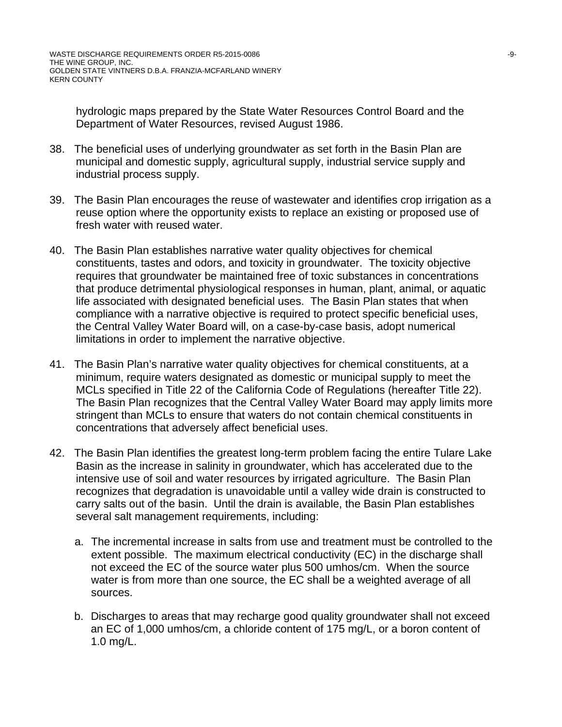hydrologic maps prepared by the State Water Resources Control Board and the Department of Water Resources, revised August 1986.

38. The beneficial uses of underlying groundwater as set forth in the Basin Plan are municipal and domestic supply, agricultural supply, industrial service supply and industrial process supply.

39. The Basin Plan encourages the reuse of wastewater and identifies crop irrigation as a reuse option where the opportunity exists to replace an existing or proposed use of fresh water with reused water.

40. The Basin Plan establishes narrative water quality objectives for chemical constituents, tastes and odors, and toxicity in groundwater. The toxicity objective requires that groundwater be maintained free of toxic substances in concentrations that produce detrimental physiological responses in human, plant, animal, or aquatic life associated with designated beneficial uses. The Basin Plan states that when compliance with a narrative objective is required to protect specific beneficial uses, the Central Valley Water Board will, on a case-by-case basis, adopt numerical limitations in order to implement the narrative objective.

41. The Basin Plan's narrative water quality objectives for chemical constituents, at a minimum, require waters designated as domestic or municipal supply to meet the MCLs specified in Title 22 of the California Code of Regulations (hereafter Title 22). The Basin Plan recognizes that the Central Valley Water Board may apply limits more stringent than MCLs to ensure that waters do not contain chemical constituents in concentrations that adversely affect beneficial uses.

42. The Basin Plan identifies the greatest long-term problem facing the entire Tulare Lake Basin as the increase in salinity in groundwater, which has accelerated due to the intensive use of soil and water resources by irrigated agriculture. The Basin Plan recognizes that degradation is unavoidable until a valley wide drain is constructed to carry salts out of the basin. Until the drain is available, the Basin Plan establishes several salt management requirements, including:

    a. The incremental increase in salts from use and treatment must be controlled to the extent possible. The maximum electrical conductivity (EC) in the discharge shall not exceed the EC of the source water plus 500 umhos/cm. When the source water is from more than one source, the EC shall be a weighted average of all sources.

    b. Discharges to areas that may recharge good quality groundwater shall not exceed an EC of 1,000 umhos/cm, a chloride content of 175 mg/L, or a boron content of 1.0 mg/L.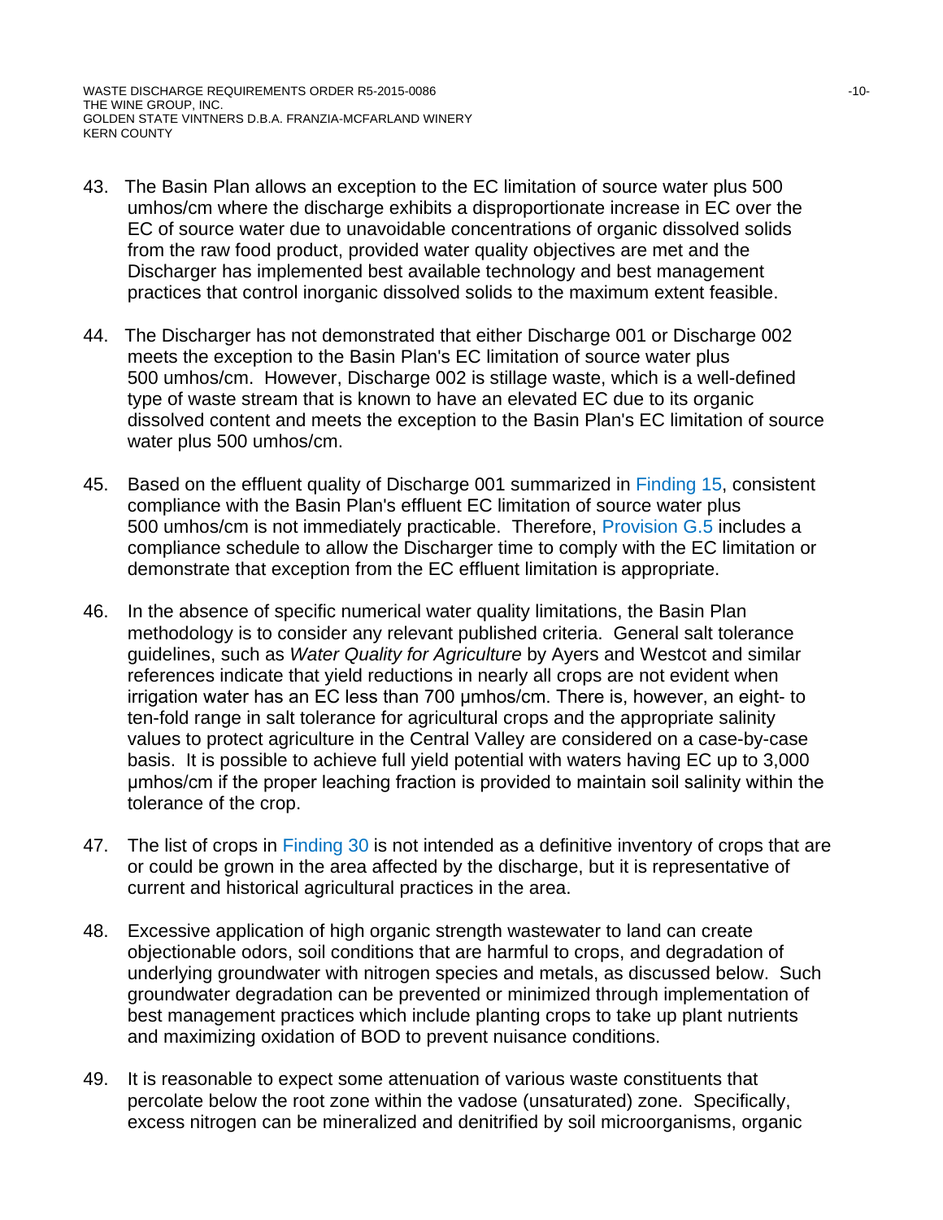43. The Basin Plan allows an exception to the EC limitation of source water plus 500 umhos/cm where the discharge exhibits a disproportionate increase in EC over the EC of source water due to unavoidable concentrations of organic dissolved solids from the raw food product, provided water quality objectives are met and the Discharger has implemented best available technology and best management practices that control inorganic dissolved solids to the maximum extent feasible.

44. The Discharger has not demonstrated that either Discharge 001 or Discharge 002 meets the exception to the Basin Plan's EC limitation of source water plus 500 umhos/cm. However, Discharge 002 is stillage waste, which is a well-defined type of waste stream that is known to have an elevated EC due to its organic dissolved content and meets the exception to the Basin Plan's EC limitation of source water plus 500 umhos/cm.

45. Based on the effluent quality of Discharge 001 summarized in Finding 15, consistent compliance with the Basin Plan's effluent EC limitation of source water plus 500 umhos/cm is not immediately practicable. Therefore, Provision G.5 includes a compliance schedule to allow the Discharger time to comply with the EC limitation or demonstrate that exception from the EC effluent limitation is appropriate.

46. In the absence of specific numerical water quality limitations, the Basin Plan methodology is to consider any relevant published criteria. General salt tolerance guidelines, such as *Water Quality for Agriculture* by Ayers and Westcot and similar references indicate that yield reductions in nearly all crops are not evident when irrigation water has an EC less than 700 μmhos/cm. There is, however, an eight- to ten-fold range in salt tolerance for agricultural crops and the appropriate salinity values to protect agriculture in the Central Valley are considered on a case-by-case basis. It is possible to achieve full yield potential with waters having EC up to 3,000 μmhos/cm if the proper leaching fraction is provided to maintain soil salinity within the tolerance of the crop.

47. The list of crops in Finding 30 is not intended as a definitive inventory of crops that are or could be grown in the area affected by the discharge, but it is representative of current and historical agricultural practices in the area.

48. Excessive application of high organic strength wastewater to land can create objectionable odors, soil conditions that are harmful to crops, and degradation of underlying groundwater with nitrogen species and metals, as discussed below. Such groundwater degradation can be prevented or minimized through implementation of best management practices which include planting crops to take up plant nutrients and maximizing oxidation of BOD to prevent nuisance conditions.

49. It is reasonable to expect some attenuation of various waste constituents that percolate below the root zone within the vadose (unsaturated) zone. Specifically, excess nitrogen can be mineralized and denitrified by soil microorganisms, organic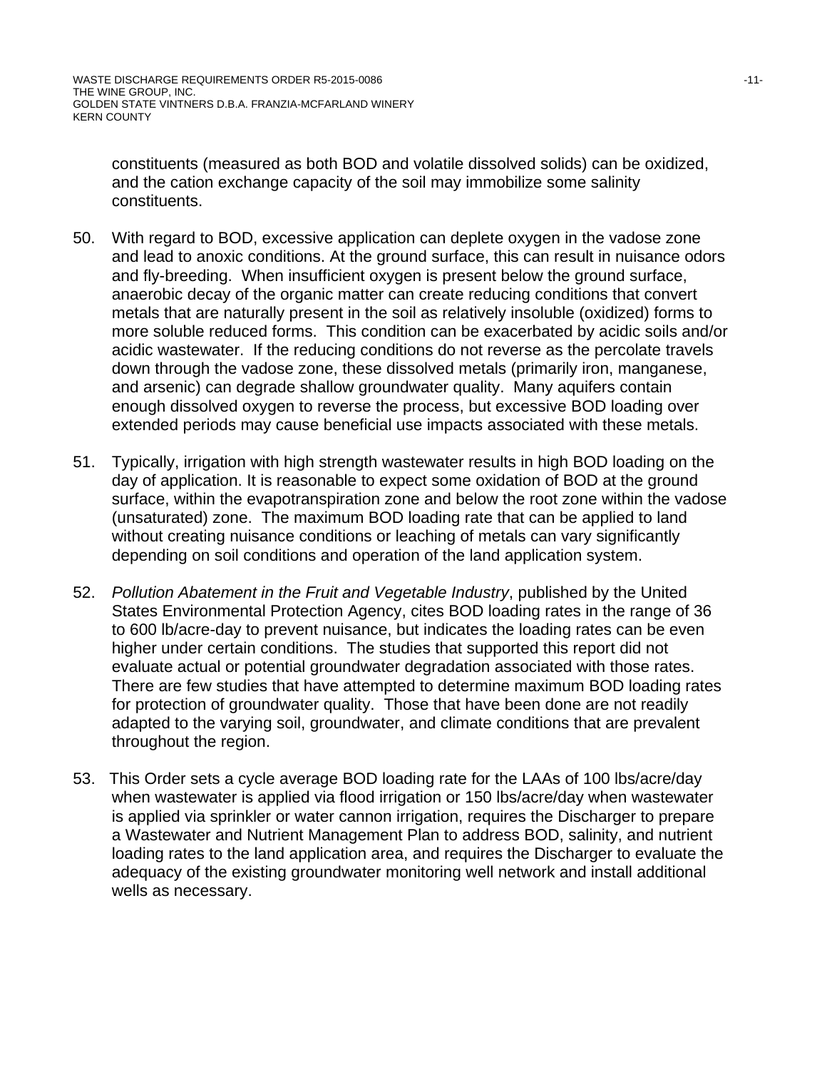constituents (measured as both BOD and volatile dissolved solids) can be oxidized, and the cation exchange capacity of the soil may immobilize some salinity constituents.

50. With regard to BOD, excessive application can deplete oxygen in the vadose zone and lead to anoxic conditions. At the ground surface, this can result in nuisance odors and fly-breeding. When insufficient oxygen is present below the ground surface, anaerobic decay of the organic matter can create reducing conditions that convert metals that are naturally present in the soil as relatively insoluble (oxidized) forms to more soluble reduced forms. This condition can be exacerbated by acidic soils and/or acidic wastewater. If the reducing conditions do not reverse as the percolate travels down through the vadose zone, these dissolved metals (primarily iron, manganese, and arsenic) can degrade shallow groundwater quality. Many aquifers contain enough dissolved oxygen to reverse the process, but excessive BOD loading over extended periods may cause beneficial use impacts associated with these metals.

51. Typically, irrigation with high strength wastewater results in high BOD loading on the day of application. It is reasonable to expect some oxidation of BOD at the ground surface, within the evapotranspiration zone and below the root zone within the vadose (unsaturated) zone. The maximum BOD loading rate that can be applied to land without creating nuisance conditions or leaching of metals can vary significantly depending on soil conditions and operation of the land application system.

52. *Pollution Abatement in the Fruit and Vegetable Industry*, published by the United States Environmental Protection Agency, cites BOD loading rates in the range of 36 to 600 lb/acre-day to prevent nuisance, but indicates the loading rates can be even higher under certain conditions. The studies that supported this report did not evaluate actual or potential groundwater degradation associated with those rates. There are few studies that have attempted to determine maximum BOD loading rates for protection of groundwater quality. Those that have been done are not readily adapted to the varying soil, groundwater, and climate conditions that are prevalent throughout the region.

53. This Order sets a cycle average BOD loading rate for the LAAs of 100 lbs/acre/day when wastewater is applied via flood irrigation or 150 lbs/acre/day when wastewater is applied via sprinkler or water cannon irrigation, requires the Discharger to prepare a Wastewater and Nutrient Management Plan to address BOD, salinity, and nutrient loading rates to the land application area, and requires the Discharger to evaluate the adequacy of the existing groundwater monitoring well network and install additional wells as necessary.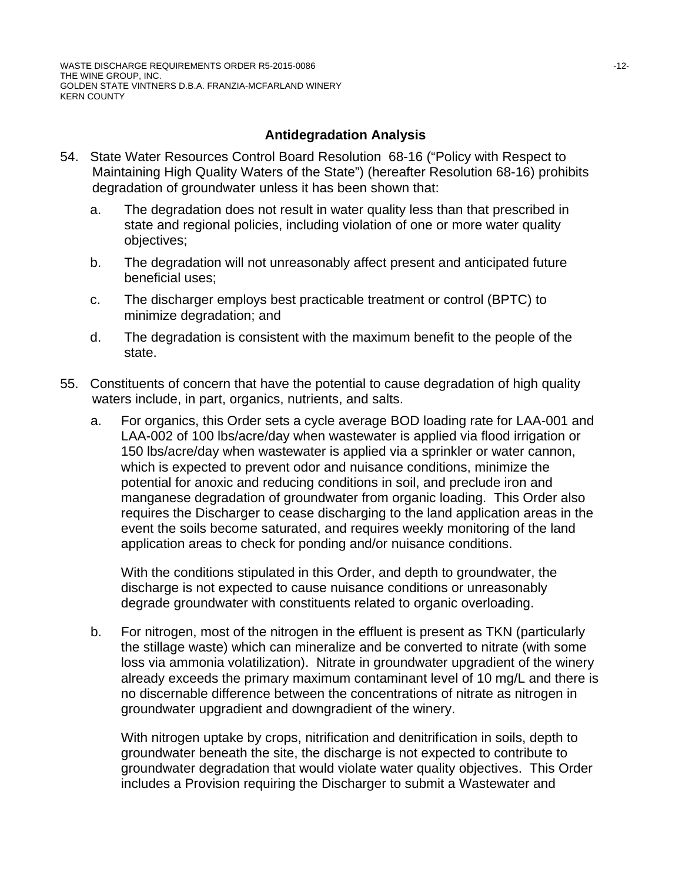## Antidegradation Analysis

54. State Water Resources Control Board Resolution 68-16 ("Policy with Respect to Maintaining High Quality Waters of the State") (hereafter Resolution 68-16) prohibits degradation of groundwater unless it has been shown that:

    a. The degradation does not result in water quality less than that prescribed in state and regional policies, including violation of one or more water quality objectives;

    b. The degradation will not unreasonably affect present and anticipated future beneficial uses;

    c. The discharger employs best practicable treatment or control (BPTC) to minimize degradation; and

    d. The degradation is consistent with the maximum benefit to the people of the state.

55. Constituents of concern that have the potential to cause degradation of high quality waters include, in part, organics, nutrients, and salts.

    a. For organics, this Order sets a cycle average BOD loading rate for LAA-001 and LAA-002 of 100 lbs/acre/day when wastewater is applied via flood irrigation or 150 lbs/acre/day when wastewater is applied via a sprinkler or water cannon, which is expected to prevent odor and nuisance conditions, minimize the potential for anoxic and reducing conditions in soil, and preclude iron and manganese degradation of groundwater from organic loading. This Order also requires the Discharger to cease discharging to the land application areas in the event the soils become saturated, and requires weekly monitoring of the land application areas to check for ponding and/or nuisance conditions.

       With the conditions stipulated in this Order, and depth to groundwater, the discharge is not expected to cause nuisance conditions or unreasonably degrade groundwater with constituents related to organic overloading.

    b. For nitrogen, most of the nitrogen in the effluent is present as TKN (particularly the stillage waste) which can mineralize and be converted to nitrate (with some loss via ammonia volatilization). Nitrate in groundwater upgradient of the winery already exceeds the primary maximum contaminant level of 10 mg/L and there is no discernable difference between the concentrations of nitrate as nitrogen in groundwater upgradient and downgradient of the winery.

       With nitrogen uptake by crops, nitrification and denitrification in soils, depth to groundwater beneath the site, the discharge is not expected to contribute to groundwater degradation that would violate water quality objectives. This Order includes a Provision requiring the Discharger to submit a Wastewater and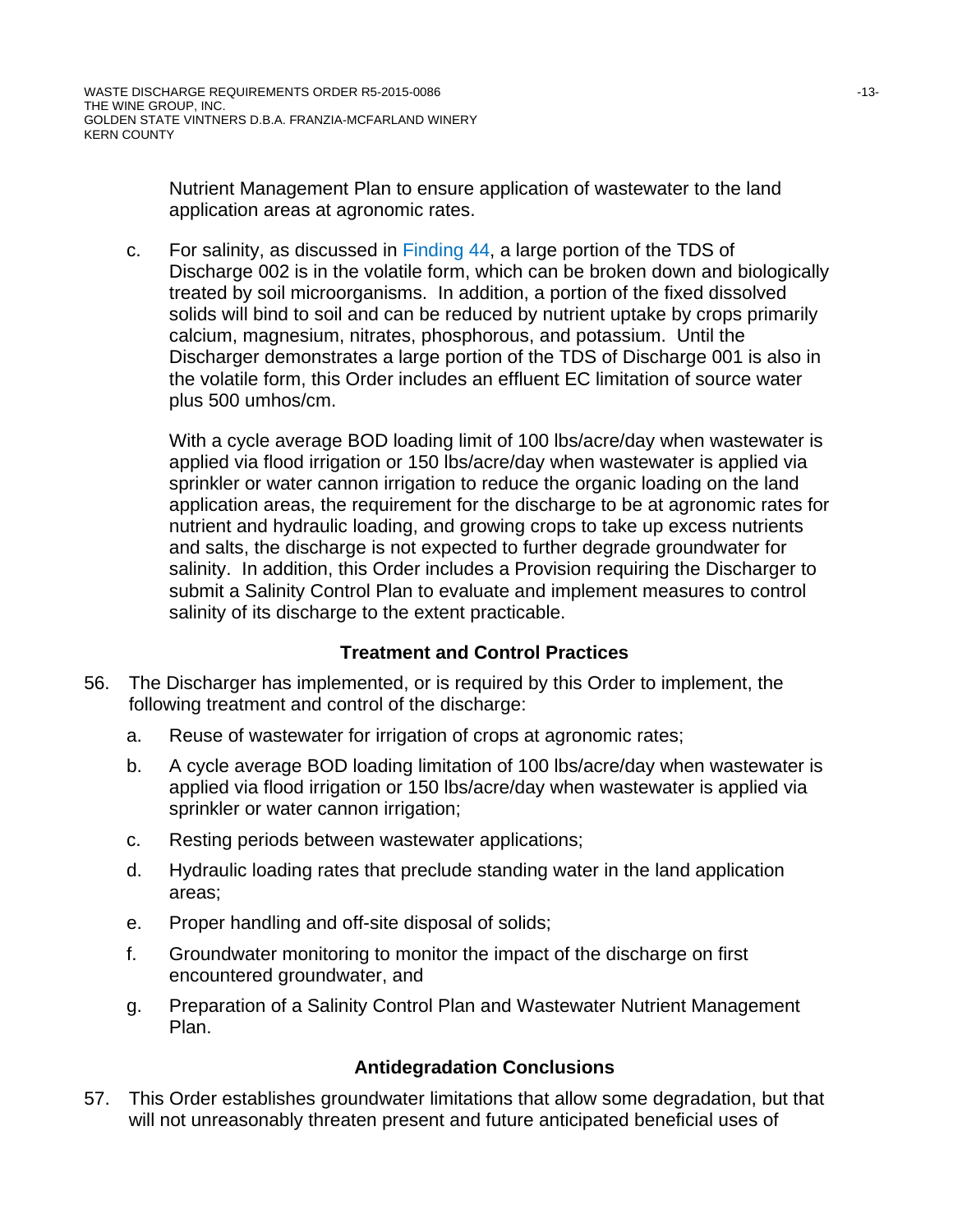Nutrient Management Plan to ensure application of wastewater to the land application areas at agronomic rates.

c. For salinity, as discussed in Finding 44, a large portion of the TDS of Discharge 002 is in the volatile form, which can be broken down and biologically treated by soil microorganisms. In addition, a portion of the fixed dissolved solids will bind to soil and can be reduced by nutrient uptake by crops primarily calcium, magnesium, nitrates, phosphorous, and potassium. Until the Discharger demonstrates a large portion of the TDS of Discharge 001 is also in the volatile form, this Order includes an effluent EC limitation of source water plus 500 umhos/cm.

   With a cycle average BOD loading limit of 100 lbs/acre/day when wastewater is applied via flood irrigation or 150 lbs/acre/day when wastewater is applied via sprinkler or water cannon irrigation to reduce the organic loading on the land application areas, the requirement for the discharge to be at agronomic rates for nutrient and hydraulic loading, and growing crops to take up excess nutrients and salts, the discharge is not expected to further degrade groundwater for salinity. In addition, this Order includes a Provision requiring the Discharger to submit a Salinity Control Plan to evaluate and implement measures to control salinity of its discharge to the extent practicable.

## Treatment and Control Practices

56. The Discharger has implemented, or is required by this Order to implement, the following treatment and control of the discharge:

    a. Reuse of wastewater for irrigation of crops at agronomic rates;

    b. A cycle average BOD loading limitation of 100 lbs/acre/day when wastewater is applied via flood irrigation or 150 lbs/acre/day when wastewater is applied via sprinkler or water cannon irrigation;

    c. Resting periods between wastewater applications;

    d. Hydraulic loading rates that preclude standing water in the land application areas;

    e. Proper handling and off-site disposal of solids;

    f. Groundwater monitoring to monitor the impact of the discharge on first encountered groundwater, and

    g. Preparation of a Salinity Control Plan and Wastewater Nutrient Management Plan.

## Antidegradation Conclusions

57. This Order establishes groundwater limitations that allow some degradation, but that will not unreasonably threaten present and future anticipated beneficial uses of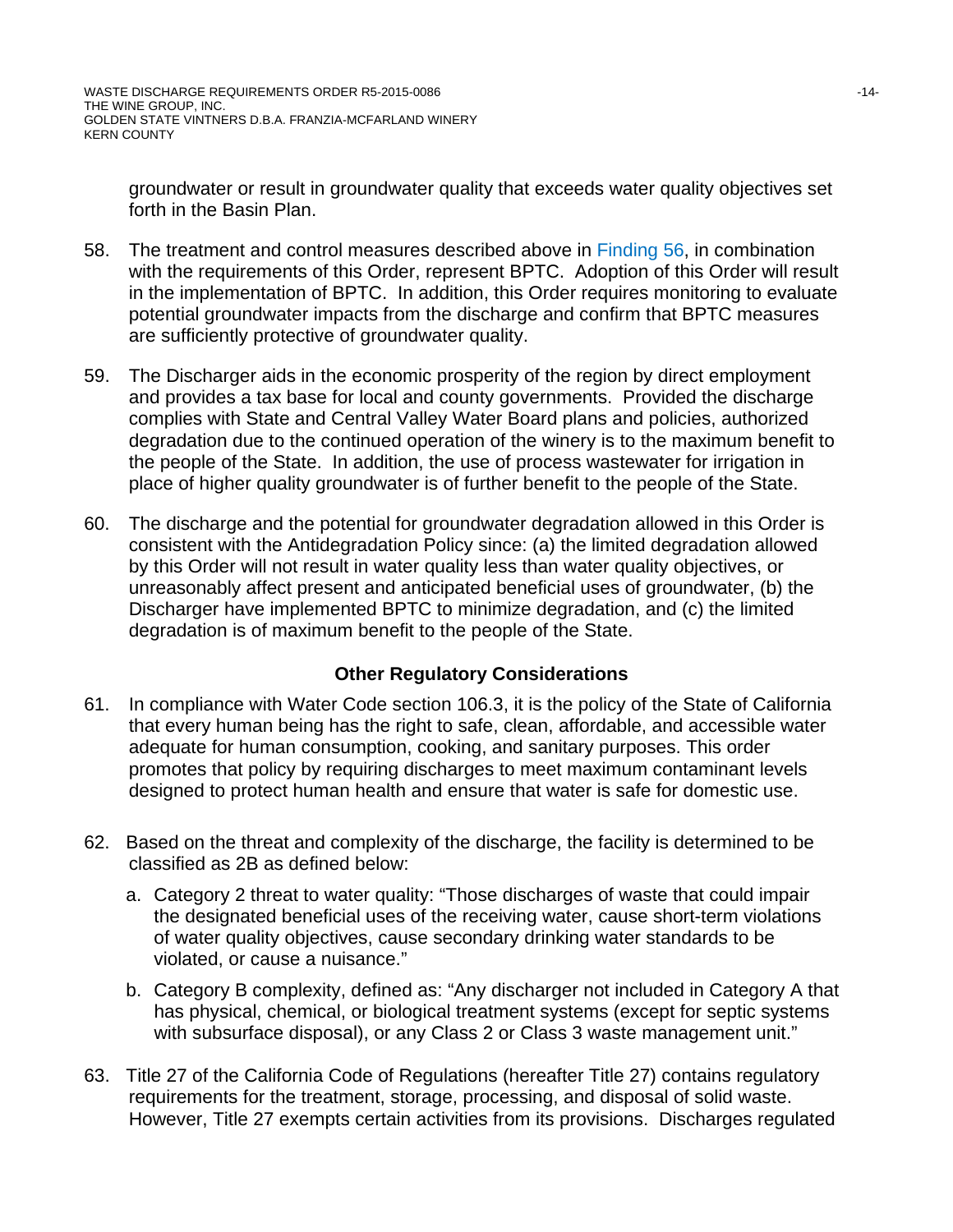groundwater or result in groundwater quality that exceeds water quality objectives set forth in the Basin Plan.

58. The treatment and control measures described above in Finding 56, in combination with the requirements of this Order, represent BPTC. Adoption of this Order will result in the implementation of BPTC. In addition, this Order requires monitoring to evaluate potential groundwater impacts from the discharge and confirm that BPTC measures are sufficiently protective of groundwater quality.

59. The Discharger aids in the economic prosperity of the region by direct employment and provides a tax base for local and county governments. Provided the discharge complies with State and Central Valley Water Board plans and policies, authorized degradation due to the continued operation of the winery is to the maximum benefit to the people of the State. In addition, the use of process wastewater for irrigation in place of higher quality groundwater is of further benefit to the people of the State.

60. The discharge and the potential for groundwater degradation allowed in this Order is consistent with the Antidegradation Policy since: (a) the limited degradation allowed by this Order will not result in water quality less than water quality objectives, or unreasonably affect present and anticipated beneficial uses of groundwater, (b) the Discharger have implemented BPTC to minimize degradation, and (c) the limited degradation is of maximum benefit to the people of the State.

## Other Regulatory Considerations

61. In compliance with Water Code section 106.3, it is the policy of the State of California that every human being has the right to safe, clean, affordable, and accessible water adequate for human consumption, cooking, and sanitary purposes. This order promotes that policy by requiring discharges to meet maximum contaminant levels designed to protect human health and ensure that water is safe for domestic use.

62. Based on the threat and complexity of the discharge, the facility is determined to be classified as 2B as defined below:

    a. Category 2 threat to water quality: "Those discharges of waste that could impair the designated beneficial uses of the receiving water, cause short-term violations of water quality objectives, cause secondary drinking water standards to be violated, or cause a nuisance."

    b. Category B complexity, defined as: "Any discharger not included in Category A that has physical, chemical, or biological treatment systems (except for septic systems with subsurface disposal), or any Class 2 or Class 3 waste management unit."

63. Title 27 of the California Code of Regulations (hereafter Title 27) contains regulatory requirements for the treatment, storage, processing, and disposal of solid waste. However, Title 27 exempts certain activities from its provisions. Discharges regulated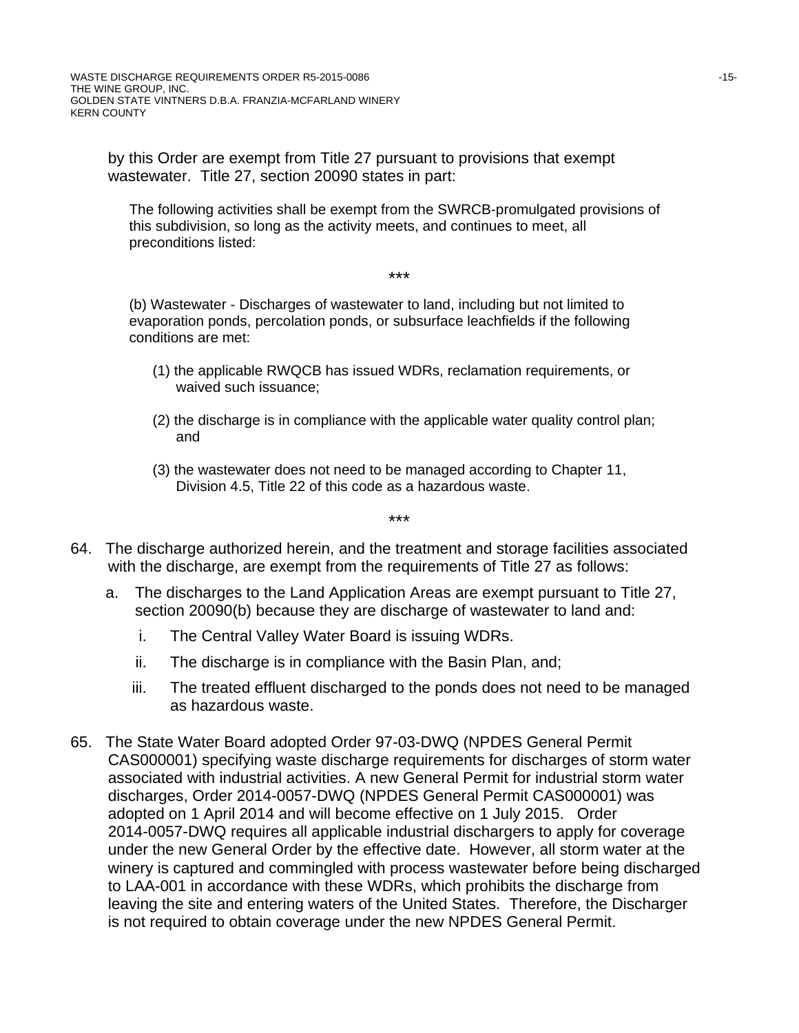by this Order are exempt from Title 27 pursuant to provisions that exempt wastewater. Title 27, section 20090 states in part:

> The following activities shall be exempt from the SWRCB-promulgated provisions of this subdivision, so long as the activity meets, and continues to meet, all preconditions listed:
>
> ***
>
> (b) Wastewater - Discharges of wastewater to land, including but not limited to evaporation ponds, percolation ponds, or subsurface leachfields if the following conditions are met:
>
> (1) the applicable RWQCB has issued WDRs, reclamation requirements, or waived such issuance;
>
> (2) the discharge is in compliance with the applicable water quality control plan; and
>
> (3) the wastewater does not need to be managed according to Chapter 11, Division 4.5, Title 22 of this code as a hazardous waste.
>
> ***

64. The discharge authorized herein, and the treatment and storage facilities associated with the discharge, are exempt from the requirements of Title 27 as follows:

    a. The discharges to the Land Application Areas are exempt pursuant to Title 27, section 20090(b) because they are discharge of wastewater to land and:

        i. The Central Valley Water Board is issuing WDRs.

        ii. The discharge is in compliance with the Basin Plan, and;

        iii. The treated effluent discharged to the ponds does not need to be managed as hazardous waste.

65. The State Water Board adopted Order 97-03-DWQ (NPDES General Permit CAS000001) specifying waste discharge requirements for discharges of storm water associated with industrial activities. A new General Permit for industrial storm water discharges, Order 2014-0057-DWQ (NPDES General Permit CAS000001) was adopted on 1 April 2014 and will become effective on 1 July 2015. Order 2014-0057-DWQ requires all applicable industrial dischargers to apply for coverage under the new General Order by the effective date. However, all storm water at the winery is captured and commingled with process wastewater before being discharged to LAA-001 in accordance with these WDRs, which prohibits the discharge from leaving the site and entering waters of the United States. Therefore, the Discharger is not required to obtain coverage under the new NPDES General Permit.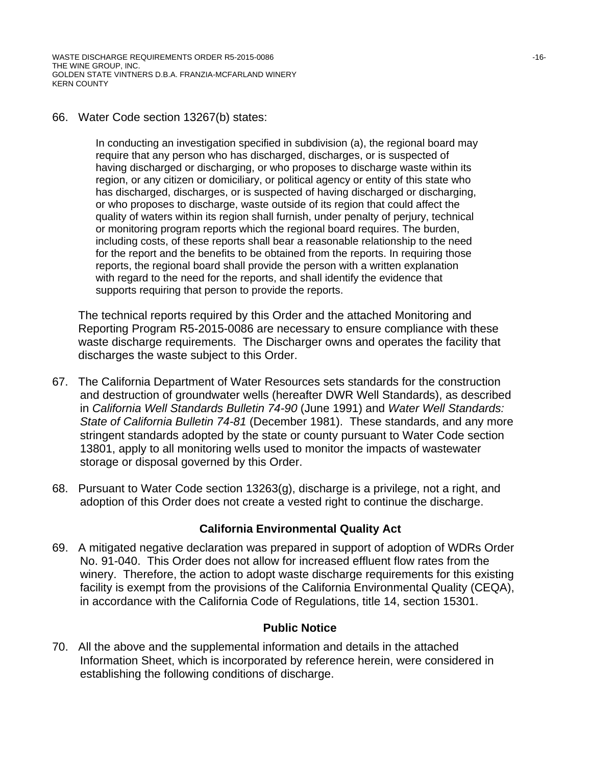66. Water Code section 13267(b) states:

> In conducting an investigation specified in subdivision (a), the regional board may require that any person who has discharged, discharges, or is suspected of having discharged or discharging, or who proposes to discharge waste within its region, or any citizen or domiciliary, or political agency or entity of this state who has discharged, discharges, or is suspected of having discharged or discharging, or who proposes to discharge, waste outside of its region that could affect the quality of waters within its region shall furnish, under penalty of perjury, technical or monitoring program reports which the regional board requires. The burden, including costs, of these reports shall bear a reasonable relationship to the need for the report and the benefits to be obtained from the reports. In requiring those reports, the regional board shall provide the person with a written explanation with regard to the need for the reports, and shall identify the evidence that supports requiring that person to provide the reports.

The technical reports required by this Order and the attached Monitoring and Reporting Program R5-2015-0086 are necessary to ensure compliance with these waste discharge requirements. The Discharger owns and operates the facility that discharges the waste subject to this Order.

67. The California Department of Water Resources sets standards for the construction and destruction of groundwater wells (hereafter DWR Well Standards), as described in *California Well Standards Bulletin 74-90* (June 1991) and *Water Well Standards: State of California Bulletin 74-81* (December 1981). These standards, and any more stringent standards adopted by the state or county pursuant to Water Code section 13801, apply to all monitoring wells used to monitor the impacts of wastewater storage or disposal governed by this Order.

68. Pursuant to Water Code section 13263(g), discharge is a privilege, not a right, and adoption of this Order does not create a vested right to continue the discharge.

## California Environmental Quality Act

69. A mitigated negative declaration was prepared in support of adoption of WDRs Order No. 91-040. This Order does not allow for increased effluent flow rates from the winery. Therefore, the action to adopt waste discharge requirements for this existing facility is exempt from the provisions of the California Environmental Quality (CEQA), in accordance with the California Code of Regulations, title 14, section 15301.

## Public Notice

70. All the above and the supplemental information and details in the attached Information Sheet, which is incorporated by reference herein, were considered in establishing the following conditions of discharge.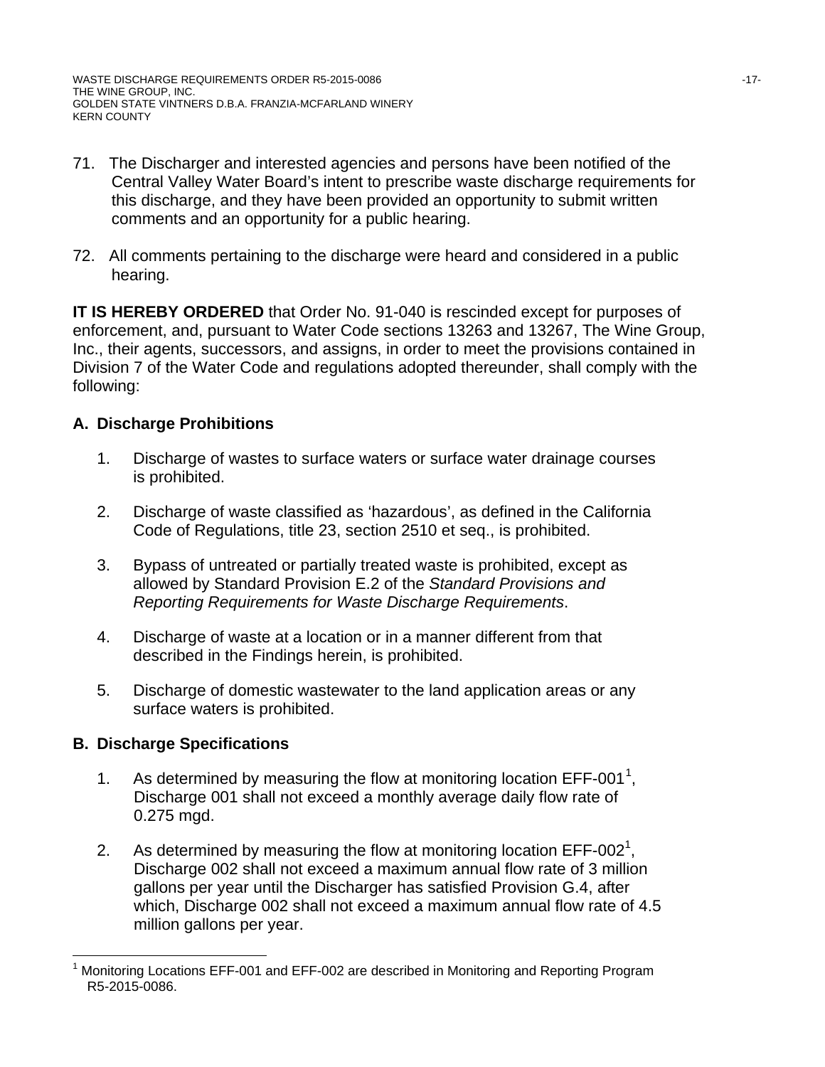71. The Discharger and interested agencies and persons have been notified of the Central Valley Water Board's intent to prescribe waste discharge requirements for this discharge, and they have been provided an opportunity to submit written comments and an opportunity for a public hearing.

72. All comments pertaining to the discharge were heard and considered in a public hearing.

**IT IS HEREBY ORDERED** that Order No. 91-040 is rescinded except for purposes of enforcement, and, pursuant to Water Code sections 13263 and 13267, The Wine Group, Inc., their agents, successors, and assigns, in order to meet the provisions contained in Division 7 of the Water Code and regulations adopted thereunder, shall comply with the following:

## A. Discharge Prohibitions

1. Discharge of wastes to surface waters or surface water drainage courses is prohibited.

2. Discharge of waste classified as 'hazardous', as defined in the California Code of Regulations, title 23, section 2510 et seq., is prohibited.

3. Bypass of untreated or partially treated waste is prohibited, except as allowed by Standard Provision E.2 of the *Standard Provisions and Reporting Requirements for Waste Discharge Requirements*.

4. Discharge of waste at a location or in a manner different from that described in the Findings herein, is prohibited.

5. Discharge of domestic wastewater to the land application areas or any surface waters is prohibited.

## B. Discharge Specifications

1. As determined by measuring the flow at monitoring location EFF-001[1], Discharge 001 shall not exceed a monthly average daily flow rate of 0.275 mgd.

2. As determined by measuring the flow at monitoring location EFF-002[1], Discharge 002 shall not exceed a maximum annual flow rate of 3 million gallons per year until the Discharger has satisfied Provision G.4, after which, Discharge 002 shall not exceed a maximum annual flow rate of 4.5 million gallons per year.

---

[1] Monitoring Locations EFF-001 and EFF-002 are described in Monitoring and Reporting Program R5-2015-0086.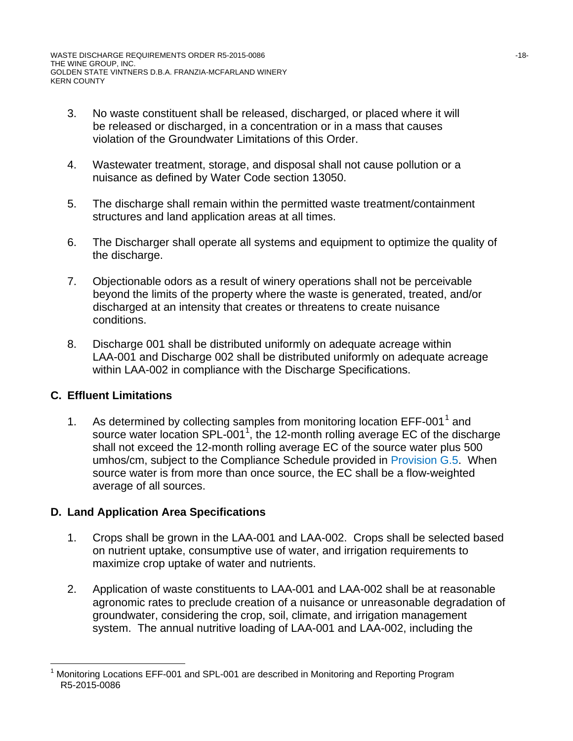3. No waste constituent shall be released, discharged, or placed where it will be released or discharged, in a concentration or in a mass that causes violation of the Groundwater Limitations of this Order.

4. Wastewater treatment, storage, and disposal shall not cause pollution or a nuisance as defined by Water Code section 13050.

5. The discharge shall remain within the permitted waste treatment/containment structures and land application areas at all times.

6. The Discharger shall operate all systems and equipment to optimize the quality of the discharge.

7. Objectionable odors as a result of winery operations shall not be perceivable beyond the limits of the property where the waste is generated, treated, and/or discharged at an intensity that creates or threatens to create nuisance conditions.

8. Discharge 001 shall be distributed uniformly on adequate acreage within LAA-001 and Discharge 002 shall be distributed uniformly on adequate acreage within LAA-002 in compliance with the Discharge Specifications.

## C. Effluent Limitations

1. As determined by collecting samples from monitoring location EFF-001[1] and source water location SPL-001[1], the 12-month rolling average EC of the discharge shall not exceed the 12-month rolling average EC of the source water plus 500 umhos/cm, subject to the Compliance Schedule provided in Provision G.5. When source water is from more than once source, the EC shall be a flow-weighted average of all sources.

## D. Land Application Area Specifications

1. Crops shall be grown in the LAA-001 and LAA-002. Crops shall be selected based on nutrient uptake, consumptive use of water, and irrigation requirements to maximize crop uptake of water and nutrients.

2. Application of waste constituents to LAA-001 and LAA-002 shall be at reasonable agronomic rates to preclude creation of a nuisance or unreasonable degradation of groundwater, considering the crop, soil, climate, and irrigation management system. The annual nutritive loading of LAA-001 and LAA-002, including the

---

[1] Monitoring Locations EFF-001 and SPL-001 are described in Monitoring and Reporting Program R5-2015-0086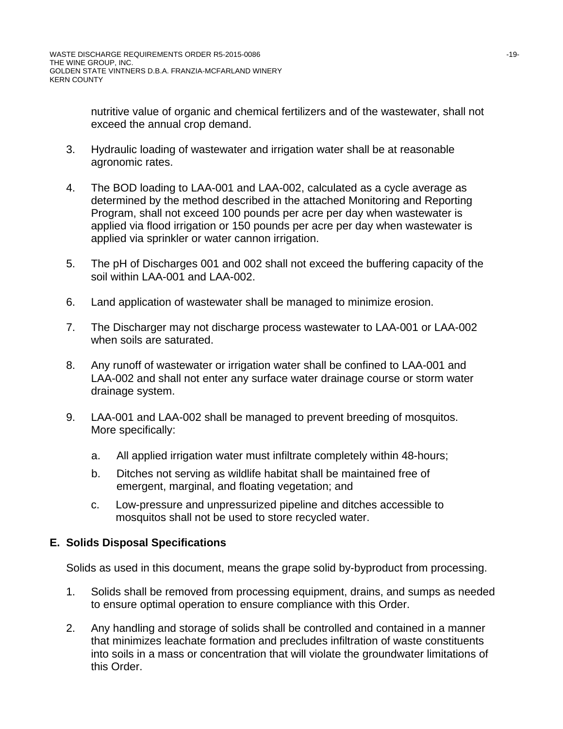nutritive value of organic and chemical fertilizers and of the wastewater, shall not exceed the annual crop demand.

3. Hydraulic loading of wastewater and irrigation water shall be at reasonable agronomic rates.

4. The BOD loading to LAA-001 and LAA-002, calculated as a cycle average as determined by the method described in the attached Monitoring and Reporting Program, shall not exceed 100 pounds per acre per day when wastewater is applied via flood irrigation or 150 pounds per acre per day when wastewater is applied via sprinkler or water cannon irrigation.

5. The pH of Discharges 001 and 002 shall not exceed the buffering capacity of the soil within LAA-001 and LAA-002.

6. Land application of wastewater shall be managed to minimize erosion.

7. The Discharger may not discharge process wastewater to LAA-001 or LAA-002 when soils are saturated.

8. Any runoff of wastewater or irrigation water shall be confined to LAA-001 and LAA-002 and shall not enter any surface water drainage course or storm water drainage system.

9. LAA-001 and LAA-002 shall be managed to prevent breeding of mosquitos. More specifically:

   a. All applied irrigation water must infiltrate completely within 48-hours;

   b. Ditches not serving as wildlife habitat shall be maintained free of emergent, marginal, and floating vegetation; and

   c. Low-pressure and unpressurized pipeline and ditches accessible to mosquitos shall not be used to store recycled water.

## E. Solids Disposal Specifications

Solids as used in this document, means the grape solid by-byproduct from processing.

1. Solids shall be removed from processing equipment, drains, and sumps as needed to ensure optimal operation to ensure compliance with this Order.

2. Any handling and storage of solids shall be controlled and contained in a manner that minimizes leachate formation and precludes infiltration of waste constituents into soils in a mass or concentration that will violate the groundwater limitations of this Order.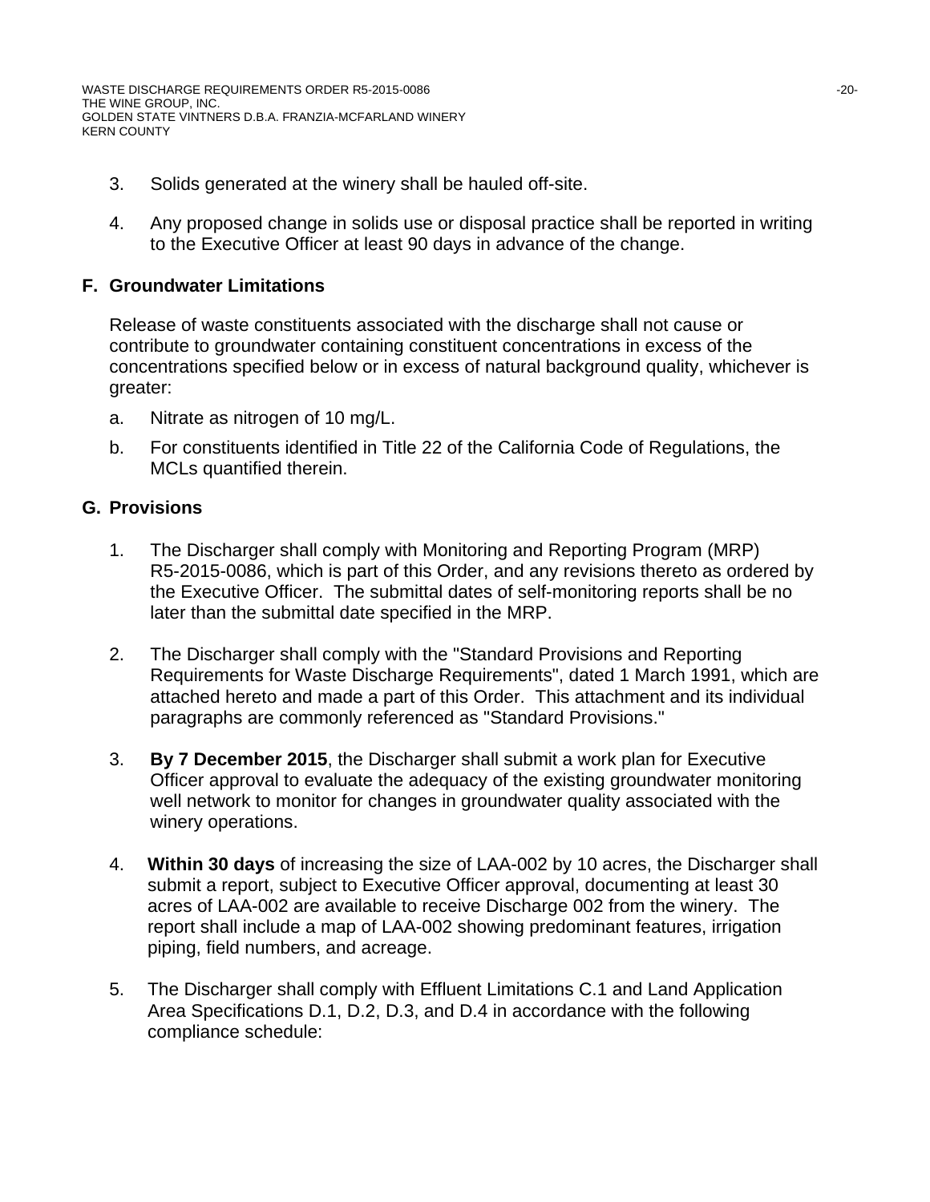3. Solids generated at the winery shall be hauled off-site.

4. Any proposed change in solids use or disposal practice shall be reported in writing to the Executive Officer at least 90 days in advance of the change.

## F. Groundwater Limitations

Release of waste constituents associated with the discharge shall not cause or contribute to groundwater containing constituent concentrations in excess of the concentrations specified below or in excess of natural background quality, whichever is greater:

a. Nitrate as nitrogen of 10 mg/L.

b. For constituents identified in Title 22 of the California Code of Regulations, the MCLs quantified therein.

## G. Provisions

1. The Discharger shall comply with Monitoring and Reporting Program (MRP) R5-2015-0086, which is part of this Order, and any revisions thereto as ordered by the Executive Officer. The submittal dates of self-monitoring reports shall be no later than the submittal date specified in the MRP.

2. The Discharger shall comply with the "Standard Provisions and Reporting Requirements for Waste Discharge Requirements", dated 1 March 1991, which are attached hereto and made a part of this Order. This attachment and its individual paragraphs are commonly referenced as "Standard Provisions."

3. **By 7 December 2015**, the Discharger shall submit a work plan for Executive Officer approval to evaluate the adequacy of the existing groundwater monitoring well network to monitor for changes in groundwater quality associated with the winery operations.

4. **Within 30 days** of increasing the size of LAA-002 by 10 acres, the Discharger shall submit a report, subject to Executive Officer approval, documenting at least 30 acres of LAA-002 are available to receive Discharge 002 from the winery. The report shall include a map of LAA-002 showing predominant features, irrigation piping, field numbers, and acreage.

5. The Discharger shall comply with Effluent Limitations C.1 and Land Application Area Specifications D.1, D.2, D.3, and D.4 in accordance with the following compliance schedule: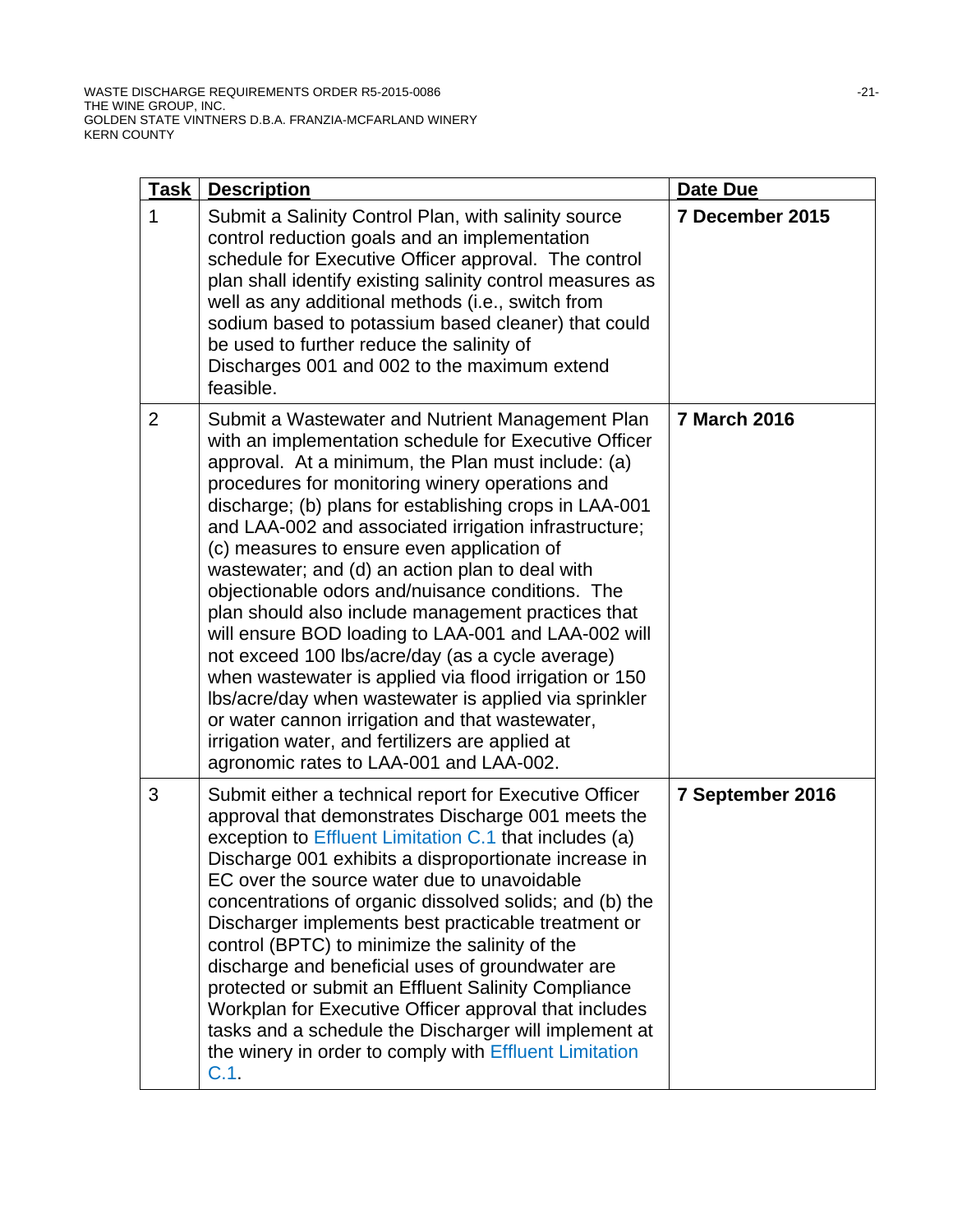| Task | Description | Date Due |
|---|---|---|
| 1 | Submit a Salinity Control Plan, with salinity source control reduction goals and an implementation schedule for Executive Officer approval. The control plan shall identify existing salinity control measures as well as any additional methods (i.e., switch from sodium based to potassium based cleaner) that could be used to further reduce the salinity of Discharges 001 and 002 to the maximum extend feasible. | **7 December 2015** |
| 2 | Submit a Wastewater and Nutrient Management Plan with an implementation schedule for Executive Officer approval. At a minimum, the Plan must include: (a) procedures for monitoring winery operations and discharge; (b) plans for establishing crops in LAA-001 and LAA-002 and associated irrigation infrastructure; (c) measures to ensure even application of wastewater; and (d) an action plan to deal with objectionable odors and/nuisance conditions. The plan should also include management practices that will ensure BOD loading to LAA-001 and LAA-002 will not exceed 100 lbs/acre/day (as a cycle average) when wastewater is applied via flood irrigation or 150 lbs/acre/day when wastewater is applied via sprinkler or water cannon irrigation and that wastewater, irrigation water, and fertilizers are applied at agronomic rates to LAA-001 and LAA-002. | **7 March 2016** |
| 3 | Submit either a technical report for Executive Officer approval that demonstrates Discharge 001 meets the exception to Effluent Limitation C.1 that includes (a) Discharge 001 exhibits a disproportionate increase in EC over the source water due to unavoidable concentrations of organic dissolved solids; and (b) the Discharger implements best practicable treatment or control (BPTC) to minimize the salinity of the discharge and beneficial uses of groundwater are protected or submit an Effluent Salinity Compliance Workplan for Executive Officer approval that includes tasks and a schedule the Discharger will implement at the winery in order to comply with Effluent Limitation C.1. | **7 September 2016** |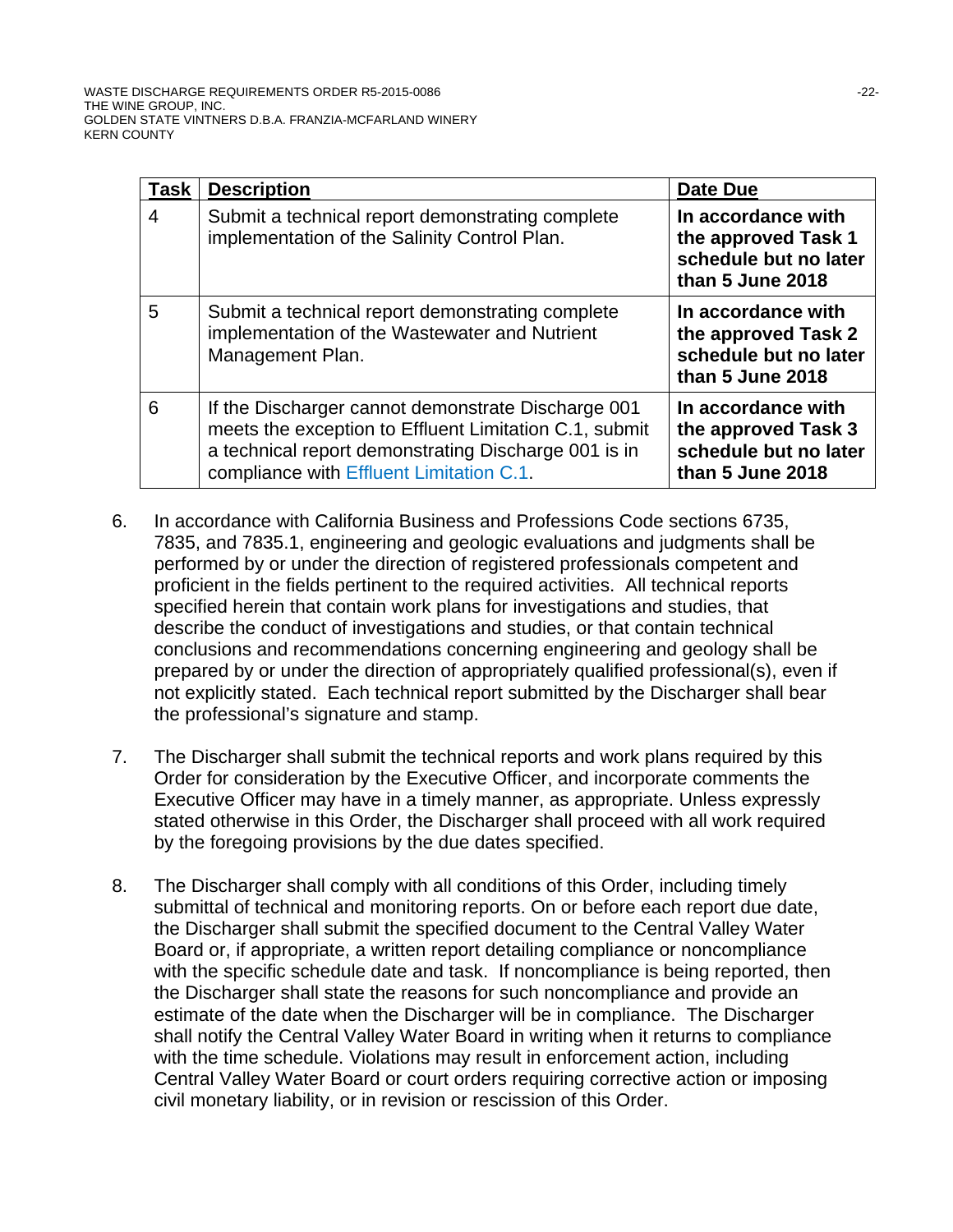| Task | Description | Date Due |
|---|---|---|
| 4 | Submit a technical report demonstrating complete implementation of the Salinity Control Plan. | **In accordance with the approved Task 1 schedule but no later than 5 June 2018** |
| 5 | Submit a technical report demonstrating complete implementation of the Wastewater and Nutrient Management Plan. | **In accordance with the approved Task 2 schedule but no later than 5 June 2018** |
| 6 | If the Discharger cannot demonstrate Discharge 001 meets the exception to Effluent Limitation C.1, submit a technical report demonstrating Discharge 001 is in compliance with Effluent Limitation C.1. | **In accordance with the approved Task 3 schedule but no later than 5 June 2018** |

6. In accordance with California Business and Professions Code sections 6735, 7835, and 7835.1, engineering and geologic evaluations and judgments shall be performed by or under the direction of registered professionals competent and proficient in the fields pertinent to the required activities. All technical reports specified herein that contain work plans for investigations and studies, that describe the conduct of investigations and studies, or that contain technical conclusions and recommendations concerning engineering and geology shall be prepared by or under the direction of appropriately qualified professional(s), even if not explicitly stated. Each technical report submitted by the Discharger shall bear the professional's signature and stamp.

7. The Discharger shall submit the technical reports and work plans required by this Order for consideration by the Executive Officer, and incorporate comments the Executive Officer may have in a timely manner, as appropriate. Unless expressly stated otherwise in this Order, the Discharger shall proceed with all work required by the foregoing provisions by the due dates specified.

8. The Discharger shall comply with all conditions of this Order, including timely submittal of technical and monitoring reports. On or before each report due date, the Discharger shall submit the specified document to the Central Valley Water Board or, if appropriate, a written report detailing compliance or noncompliance with the specific schedule date and task. If noncompliance is being reported, then the Discharger shall state the reasons for such noncompliance and provide an estimate of the date when the Discharger will be in compliance. The Discharger shall notify the Central Valley Water Board in writing when it returns to compliance with the time schedule. Violations may result in enforcement action, including Central Valley Water Board or court orders requiring corrective action or imposing civil monetary liability, or in revision or rescission of this Order.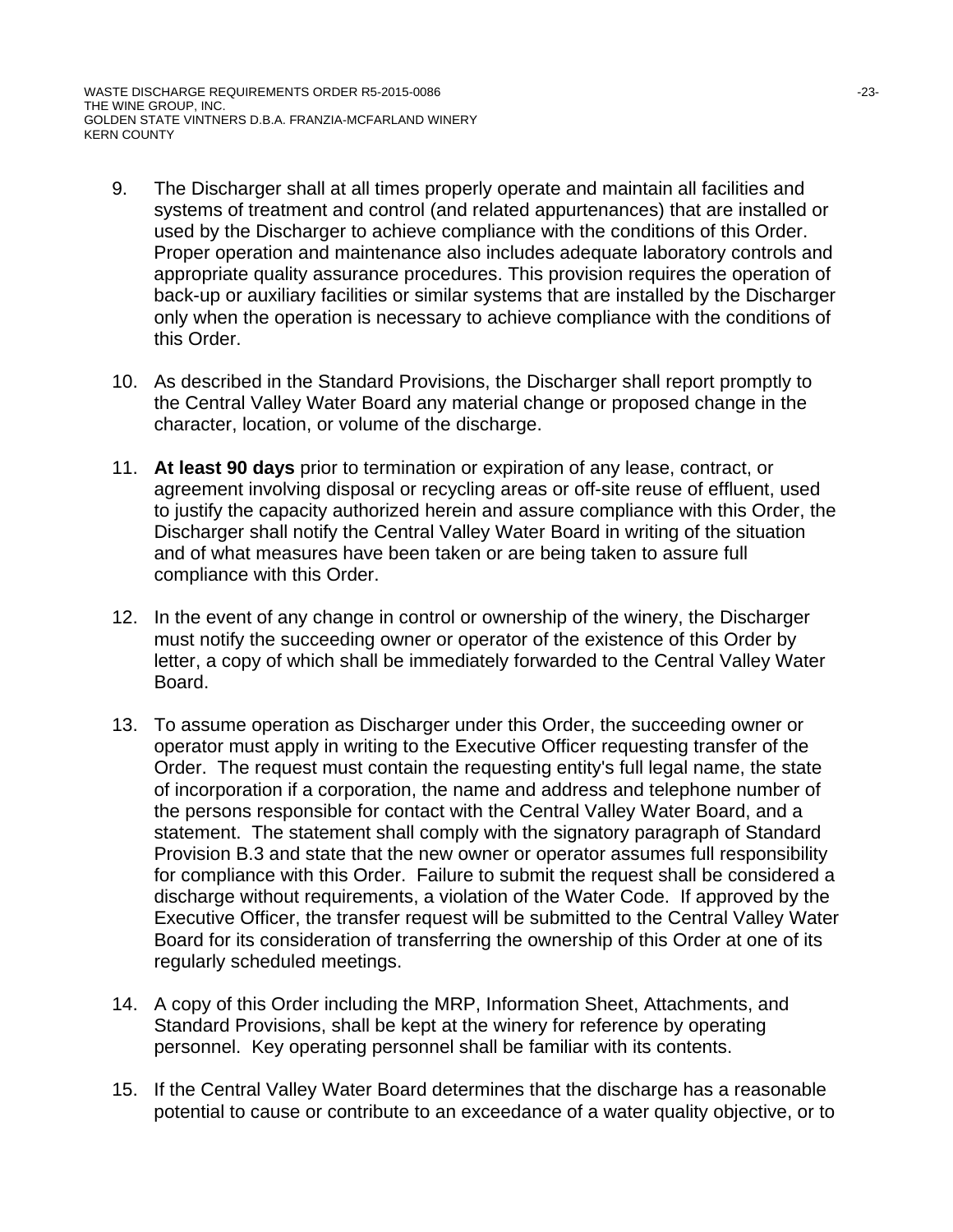9. The Discharger shall at all times properly operate and maintain all facilities and systems of treatment and control (and related appurtenances) that are installed or used by the Discharger to achieve compliance with the conditions of this Order. Proper operation and maintenance also includes adequate laboratory controls and appropriate quality assurance procedures. This provision requires the operation of back-up or auxiliary facilities or similar systems that are installed by the Discharger only when the operation is necessary to achieve compliance with the conditions of this Order.

10. As described in the Standard Provisions, the Discharger shall report promptly to the Central Valley Water Board any material change or proposed change in the character, location, or volume of the discharge.

11. **At least 90 days** prior to termination or expiration of any lease, contract, or agreement involving disposal or recycling areas or off-site reuse of effluent, used to justify the capacity authorized herein and assure compliance with this Order, the Discharger shall notify the Central Valley Water Board in writing of the situation and of what measures have been taken or are being taken to assure full compliance with this Order.

12. In the event of any change in control or ownership of the winery, the Discharger must notify the succeeding owner or operator of the existence of this Order by letter, a copy of which shall be immediately forwarded to the Central Valley Water Board.

13. To assume operation as Discharger under this Order, the succeeding owner or operator must apply in writing to the Executive Officer requesting transfer of the Order. The request must contain the requesting entity's full legal name, the state of incorporation if a corporation, the name and address and telephone number of the persons responsible for contact with the Central Valley Water Board, and a statement. The statement shall comply with the signatory paragraph of Standard Provision B.3 and state that the new owner or operator assumes full responsibility for compliance with this Order. Failure to submit the request shall be considered a discharge without requirements, a violation of the Water Code. If approved by the Executive Officer, the transfer request will be submitted to the Central Valley Water Board for its consideration of transferring the ownership of this Order at one of its regularly scheduled meetings.

14. A copy of this Order including the MRP, Information Sheet, Attachments, and Standard Provisions, shall be kept at the winery for reference by operating personnel. Key operating personnel shall be familiar with its contents.

15. If the Central Valley Water Board determines that the discharge has a reasonable potential to cause or contribute to an exceedance of a water quality objective, or to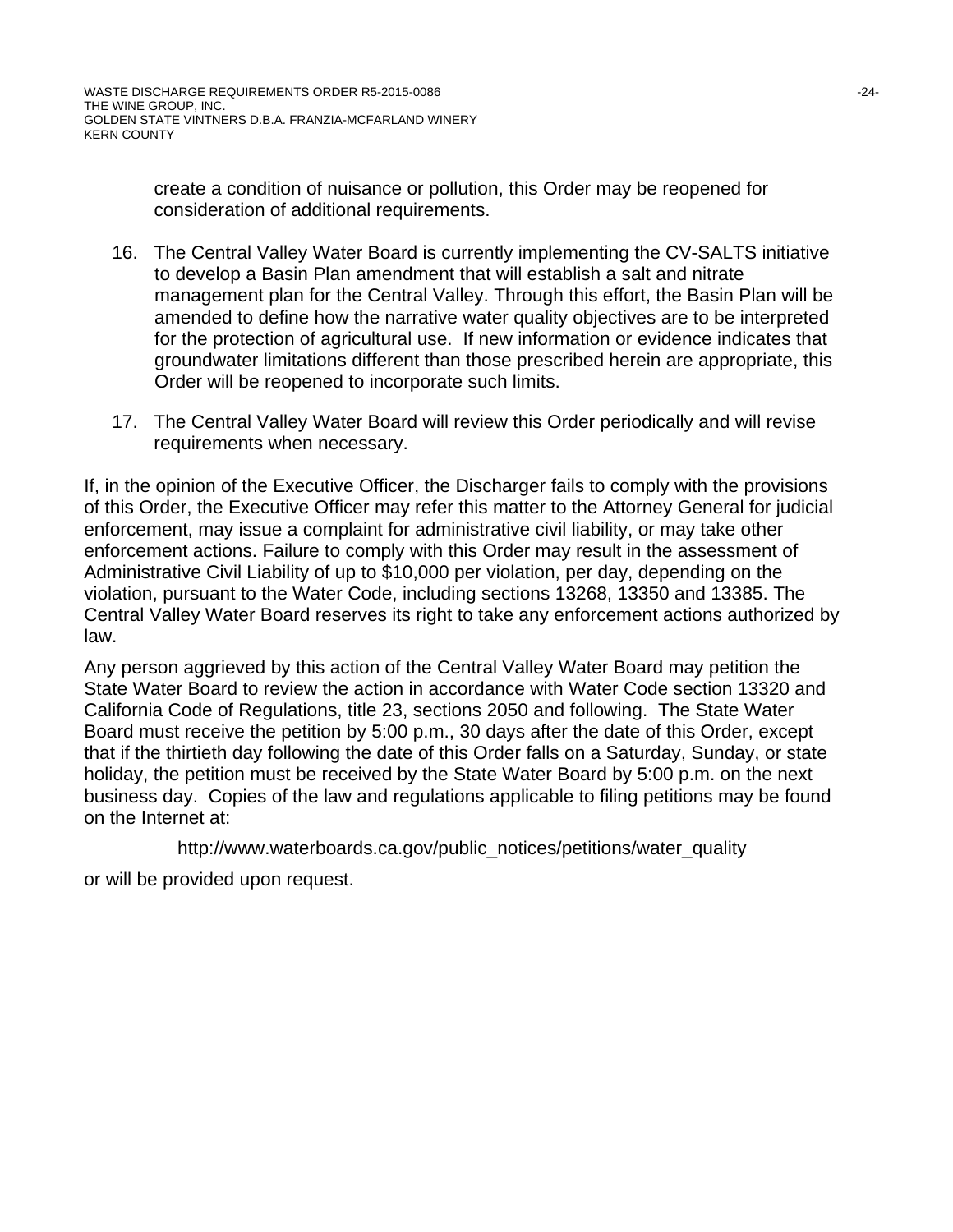create a condition of nuisance or pollution, this Order may be reopened for consideration of additional requirements.

16. The Central Valley Water Board is currently implementing the CV-SALTS initiative to develop a Basin Plan amendment that will establish a salt and nitrate management plan for the Central Valley. Through this effort, the Basin Plan will be amended to define how the narrative water quality objectives are to be interpreted for the protection of agricultural use. If new information or evidence indicates that groundwater limitations different than those prescribed herein are appropriate, this Order will be reopened to incorporate such limits.

17. The Central Valley Water Board will review this Order periodically and will revise requirements when necessary.

If, in the opinion of the Executive Officer, the Discharger fails to comply with the provisions of this Order, the Executive Officer may refer this matter to the Attorney General for judicial enforcement, may issue a complaint for administrative civil liability, or may take other enforcement actions. Failure to comply with this Order may result in the assessment of Administrative Civil Liability of up to $10,000 per violation, per day, depending on the violation, pursuant to the Water Code, including sections 13268, 13350 and 13385. The Central Valley Water Board reserves its right to take any enforcement actions authorized by law.

Any person aggrieved by this action of the Central Valley Water Board may petition the State Water Board to review the action in accordance with Water Code section 13320 and California Code of Regulations, title 23, sections 2050 and following. The State Water Board must receive the petition by 5:00 p.m., 30 days after the date of this Order, except that if the thirtieth day following the date of this Order falls on a Saturday, Sunday, or state holiday, the petition must be received by the State Water Board by 5:00 p.m. on the next business day. Copies of the law and regulations applicable to filing petitions may be found on the Internet at:

http://www.waterboards.ca.gov/public_notices/petitions/water_quality

or will be provided upon request.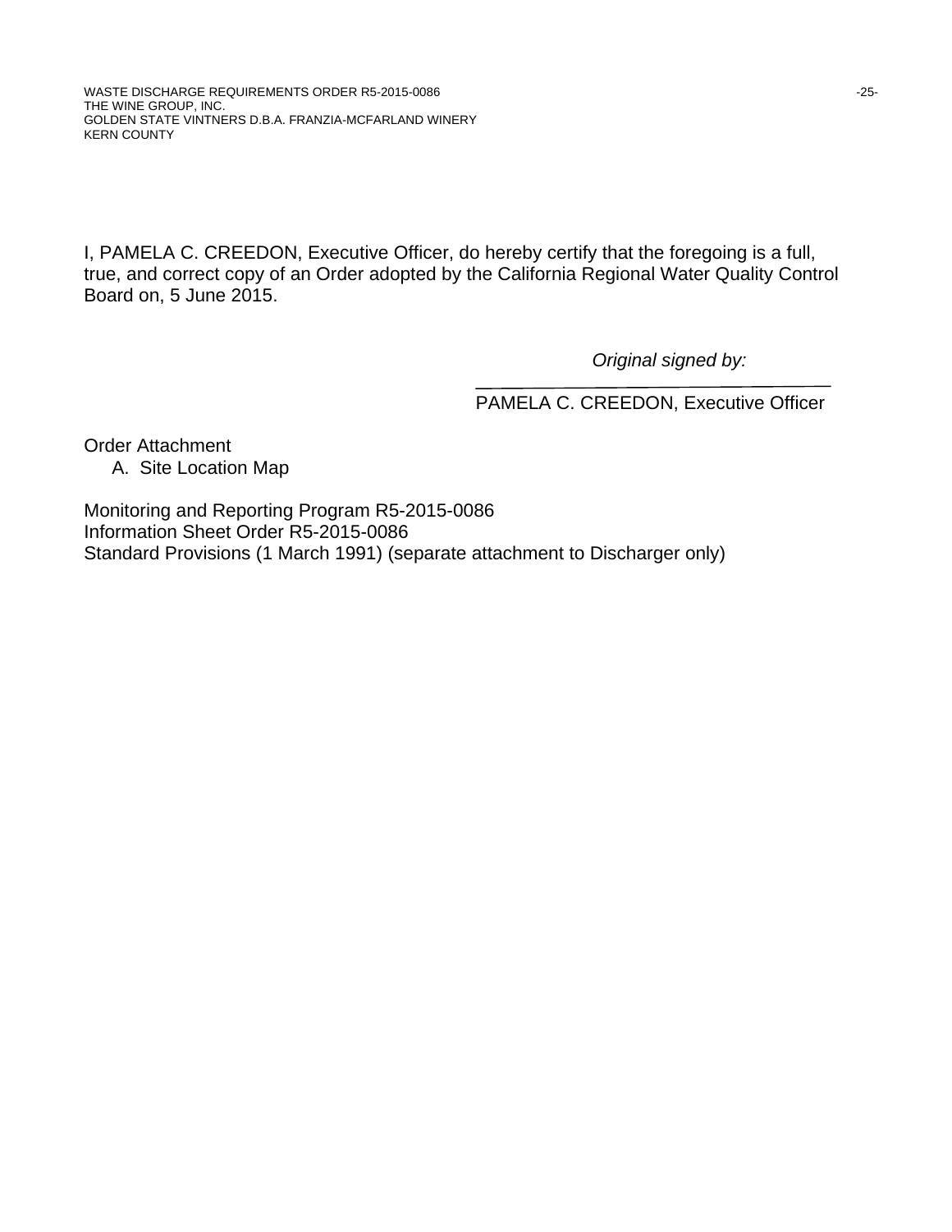I, PAMELA C. CREEDON, Executive Officer, do hereby certify that the foregoing is a full, true, and correct copy of an Order adopted by the California Regional Water Quality Control Board on, 5 June 2015.

*Original signed by:*

PAMELA C. CREEDON, Executive Officer

Order Attachment

A. Site Location Map

Monitoring and Reporting Program R5-2015-0086
Information Sheet Order R5-2015-0086
Standard Provisions (1 March 1991) (separate attachment to Discharger only)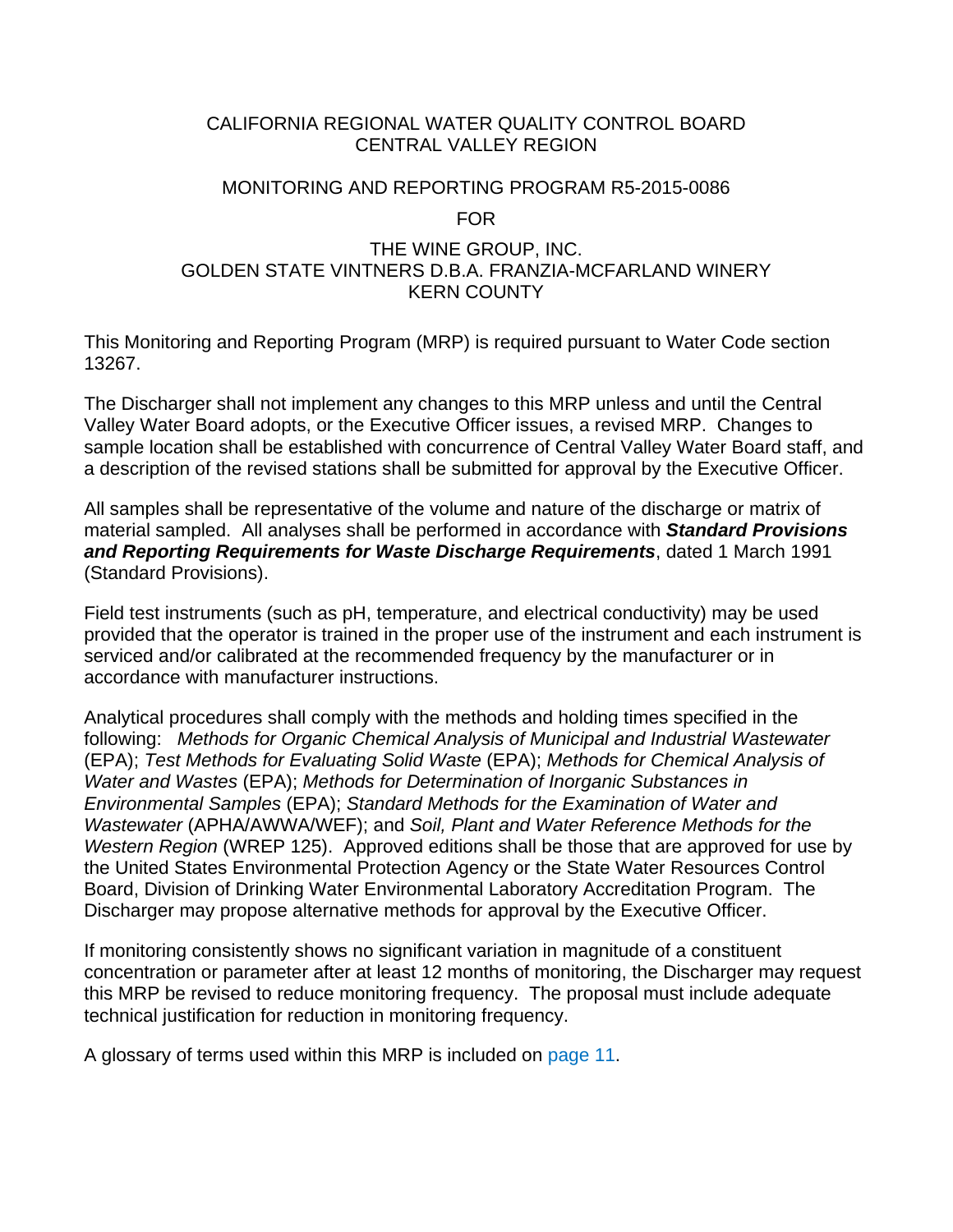CALIFORNIA REGIONAL WATER QUALITY CONTROL BOARD
CENTRAL VALLEY REGION

MONITORING AND REPORTING PROGRAM R5-2015-0086

FOR

THE WINE GROUP, INC.
GOLDEN STATE VINTNERS D.B.A. FRANZIA-MCFARLAND WINERY
KERN COUNTY

This Monitoring and Reporting Program (MRP) is required pursuant to Water Code section 13267.

The Discharger shall not implement any changes to this MRP unless and until the Central Valley Water Board adopts, or the Executive Officer issues, a revised MRP. Changes to sample location shall be established with concurrence of Central Valley Water Board staff, and a description of the revised stations shall be submitted for approval by the Executive Officer.

All samples shall be representative of the volume and nature of the discharge or matrix of material sampled. All analyses shall be performed in accordance with ***Standard Provisions and Reporting Requirements for Waste Discharge Requirements***, dated 1 March 1991 (Standard Provisions).

Field test instruments (such as pH, temperature, and electrical conductivity) may be used provided that the operator is trained in the proper use of the instrument and each instrument is serviced and/or calibrated at the recommended frequency by the manufacturer or in accordance with manufacturer instructions.

Analytical procedures shall comply with the methods and holding times specified in the following: *Methods for Organic Chemical Analysis of Municipal and Industrial Wastewater* (EPA); *Test Methods for Evaluating Solid Waste* (EPA); *Methods for Chemical Analysis of Water and Wastes* (EPA); *Methods for Determination of Inorganic Substances in Environmental Samples* (EPA); *Standard Methods for the Examination of Water and Wastewater* (APHA/AWWA/WEF); and *Soil, Plant and Water Reference Methods for the Western Region* (WREP 125). Approved editions shall be those that are approved for use by the United States Environmental Protection Agency or the State Water Resources Control Board, Division of Drinking Water Environmental Laboratory Accreditation Program. The Discharger may propose alternative methods for approval by the Executive Officer.

If monitoring consistently shows no significant variation in magnitude of a constituent concentration or parameter after at least 12 months of monitoring, the Discharger may request this MRP be revised to reduce monitoring frequency. The proposal must include adequate technical justification for reduction in monitoring frequency.

A glossary of terms used within this MRP is included on page 11.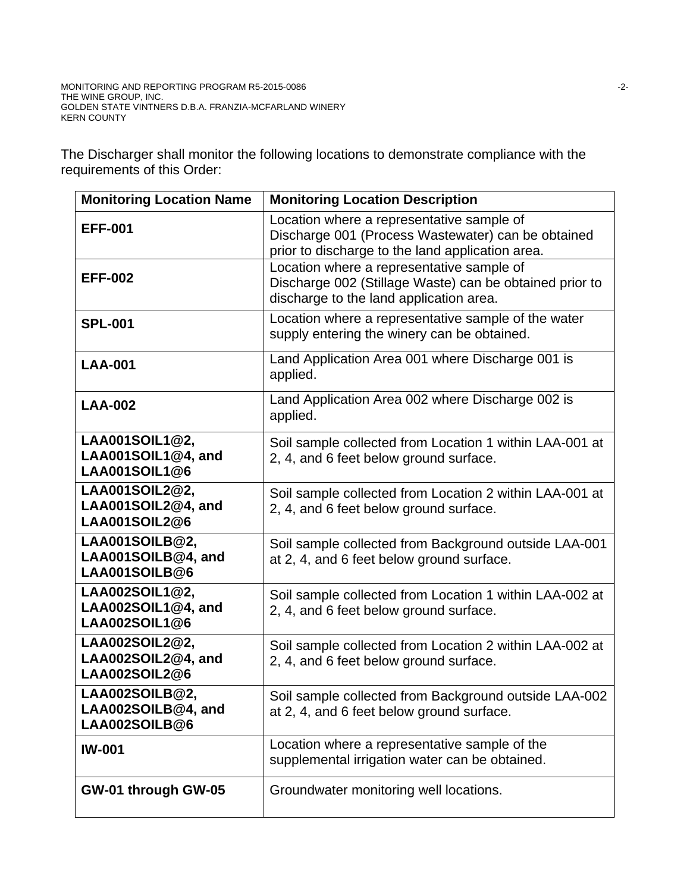The Discharger shall monitor the following locations to demonstrate compliance with the requirements of this Order:

| Monitoring Location Name | Monitoring Location Description |
|---|---|
| **EFF-001** | Location where a representative sample of Discharge 001 (Process Wastewater) can be obtained prior to discharge to the land application area. |
| **EFF-002** | Location where a representative sample of Discharge 002 (Stillage Waste) can be obtained prior to discharge to the land application area. |
| **SPL-001** | Location where a representative sample of the water supply entering the winery can be obtained. |
| **LAA-001** | Land Application Area 001 where Discharge 001 is applied. |
| **LAA-002** | Land Application Area 002 where Discharge 002 is applied. |
| **LAA001SOIL1@2, LAA001SOIL1@4, and LAA001SOIL1@6** | Soil sample collected from Location 1 within LAA-001 at 2, 4, and 6 feet below ground surface. |
| **LAA001SOIL2@2, LAA001SOIL2@4, and LAA001SOIL2@6** | Soil sample collected from Location 2 within LAA-001 at 2, 4, and 6 feet below ground surface. |
| **LAA001SOILB@2, LAA001SOILB@4, and LAA001SOILB@6** | Soil sample collected from Background outside LAA-001 at 2, 4, and 6 feet below ground surface. |
| **LAA002SOIL1@2, LAA002SOIL1@4, and LAA002SOIL1@6** | Soil sample collected from Location 1 within LAA-002 at 2, 4, and 6 feet below ground surface. |
| **LAA002SOIL2@2, LAA002SOIL2@4, and LAA002SOIL2@6** | Soil sample collected from Location 2 within LAA-002 at 2, 4, and 6 feet below ground surface. |
| **LAA002SOILB@2, LAA002SOILB@4, and LAA002SOILB@6** | Soil sample collected from Background outside LAA-002 at 2, 4, and 6 feet below ground surface. |
| **IW-001** | Location where a representative sample of the supplemental irrigation water can be obtained. |
| **GW-01 through GW-05** | Groundwater monitoring well locations. |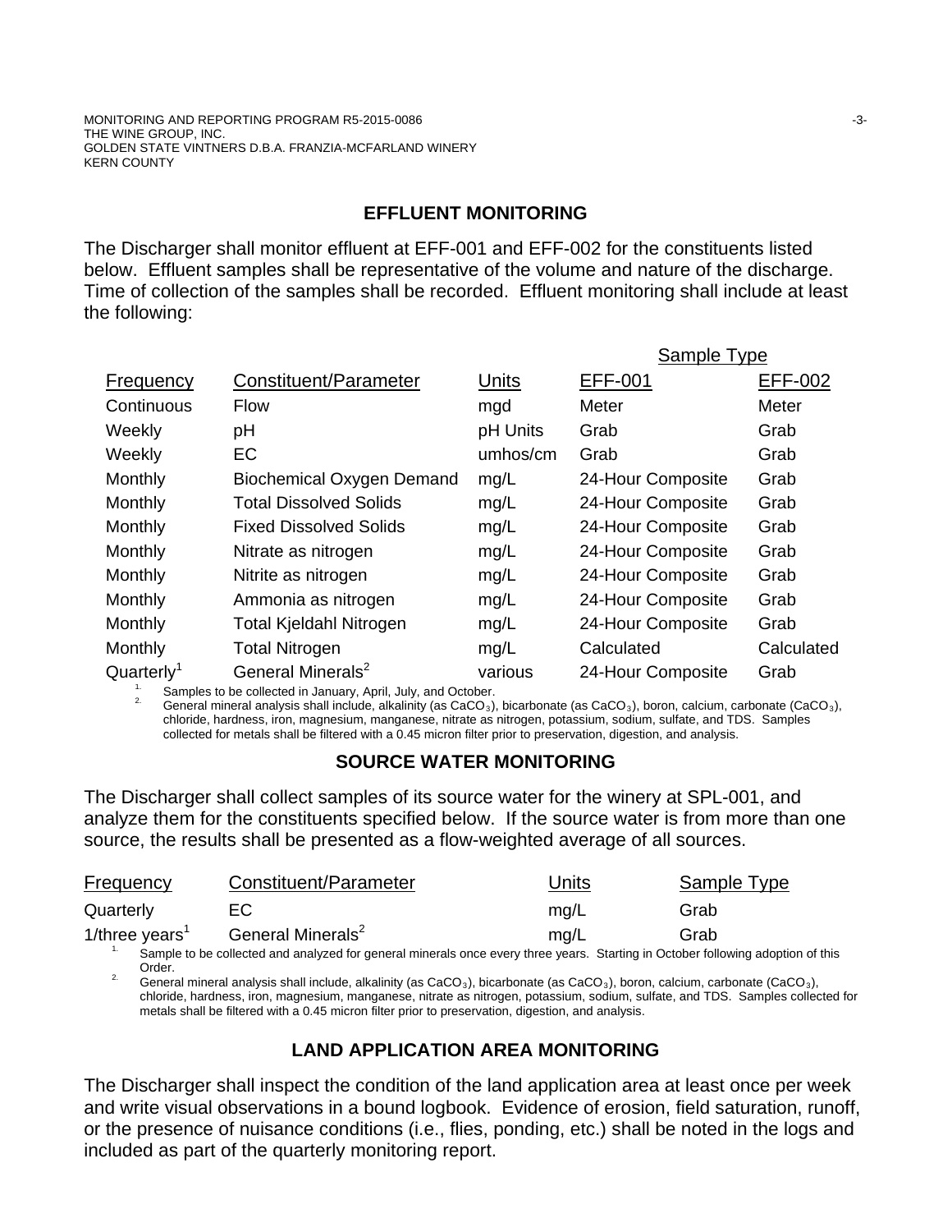## EFFLUENT MONITORING

The Discharger shall monitor effluent at EFF-001 and EFF-002 for the constituents listed below. Effluent samples shall be representative of the volume and nature of the discharge. Time of collection of the samples shall be recorded. Effluent monitoring shall include at least the following:

| | | | Sample Type | |
|---|---|---|---|---|
| Frequency | Constituent/Parameter | Units | EFF-001 | EFF-002 |
| Continuous | Flow | mgd | Meter | Meter |
| Weekly | pH | pH Units | Grab | Grab |
| Weekly | EC | umhos/cm | Grab | Grab |
| Monthly | Biochemical Oxygen Demand | mg/L | 24-Hour Composite | Grab |
| Monthly | Total Dissolved Solids | mg/L | 24-Hour Composite | Grab |
| Monthly | Fixed Dissolved Solids | mg/L | 24-Hour Composite | Grab |
| Monthly | Nitrate as nitrogen | mg/L | 24-Hour Composite | Grab |
| Monthly | Nitrite as nitrogen | mg/L | 24-Hour Composite | Grab |
| Monthly | Ammonia as nitrogen | mg/L | 24-Hour Composite | Grab |
| Monthly | Total Kjeldahl Nitrogen | mg/L | 24-Hour Composite | Grab |
| Monthly | Total Nitrogen | mg/L | Calculated | Calculated |
| Quarterly[1] | General Minerals[2] | various | 24-Hour Composite | Grab |

1. Samples to be collected in January, April, July, and October.
2. General mineral analysis shall include, alkalinity (as $CaCO_3$), bicarbonate (as $CaCO_3$), boron, calcium, carbonate ($CaCO_3$), chloride, hardness, iron, magnesium, manganese, nitrate as nitrogen, potassium, sodium, sulfate, and TDS. Samples collected for metals shall be filtered with a 0.45 micron filter prior to preservation, digestion, and analysis.

## SOURCE WATER MONITORING

The Discharger shall collect samples of its source water for the winery at SPL-001, and analyze them for the constituents specified below. If the source water is from more than one source, the results shall be presented as a flow-weighted average of all sources.

| Frequency | Constituent/Parameter | Units | Sample Type |
|---|---|---|---|
| Quarterly | EC | mg/L | Grab |
| 1/three years[1] | General Minerals[2] | mg/L | Grab |

1. Sample to be collected and analyzed for general minerals once every three years. Starting in October following adoption of this Order.
2. General mineral analysis shall include, alkalinity (as $CaCO_3$), bicarbonate (as $CaCO_3$), boron, calcium, carbonate ($CaCO_3$), chloride, hardness, iron, magnesium, manganese, nitrate as nitrogen, potassium, sodium, sulfate, and TDS. Samples collected for metals shall be filtered with a 0.45 micron filter prior to preservation, digestion, and analysis.

## LAND APPLICATION AREA MONITORING

The Discharger shall inspect the condition of the land application area at least once per week and write visual observations in a bound logbook. Evidence of erosion, field saturation, runoff, or the presence of nuisance conditions (i.e., flies, ponding, etc.) shall be noted in the logs and included as part of the quarterly monitoring report.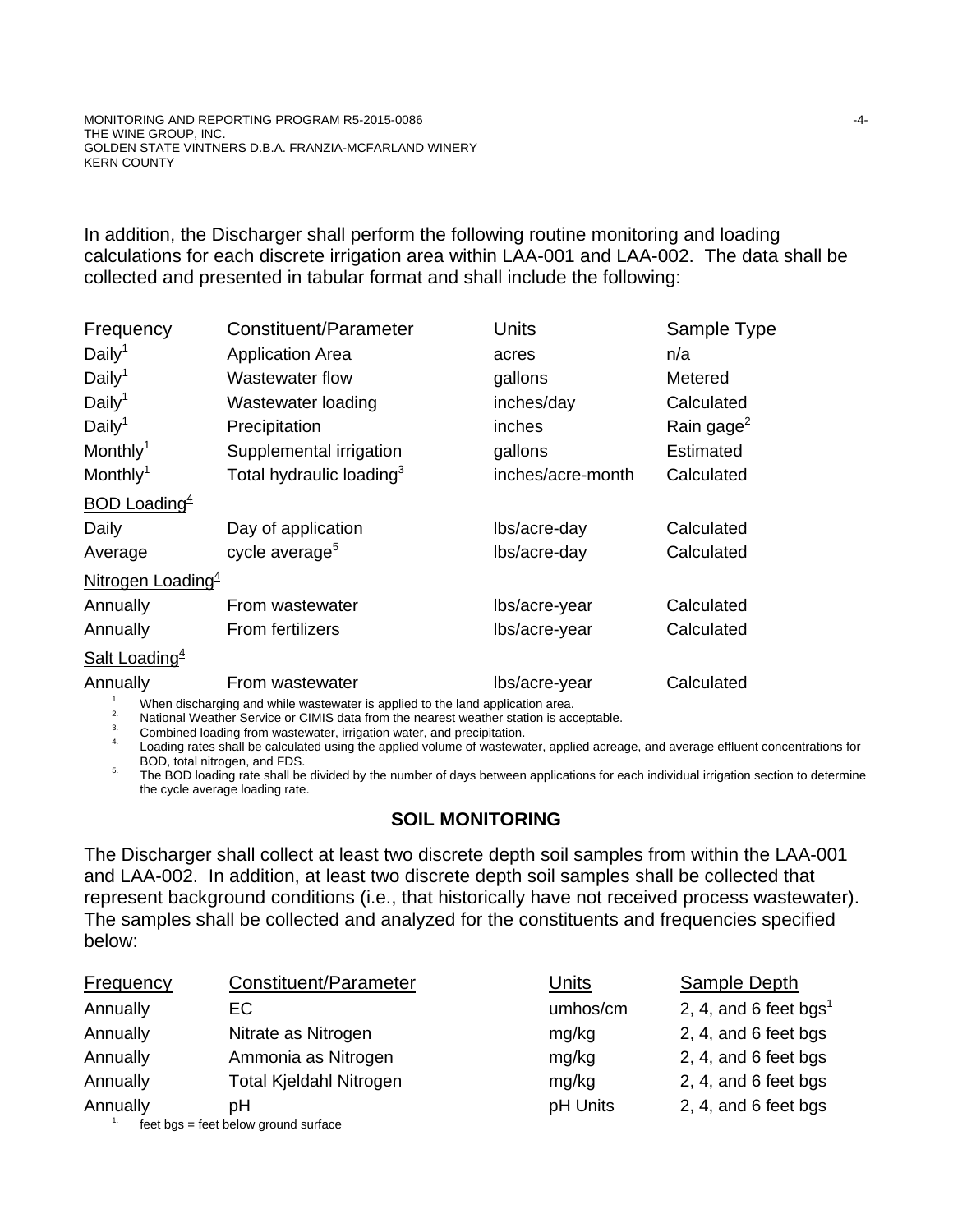In addition, the Discharger shall perform the following routine monitoring and loading calculations for each discrete irrigation area within LAA-001 and LAA-002. The data shall be collected and presented in tabular format and shall include the following:

| Frequency | Constituent/Parameter | Units | Sample Type |
|---|---|---|---|
| Daily[1] | Application Area | acres | n/a |
| Daily[1] | Wastewater flow | gallons | Metered |
| Daily[1] | Wastewater loading | inches/day | Calculated |
| Daily[1] | Precipitation | inches | Rain gage[2] |
| Monthly[1] | Supplemental irrigation | gallons | Estimated |
| Monthly[1] | Total hydraulic loading[3] | inches/acre-month | Calculated |
| BOD Loading[4] | | | |
| Daily | Day of application | lbs/acre-day | Calculated |
| Average | cycle average[5] | lbs/acre-day | Calculated |
| Nitrogen Loading[4] | | | |
| Annually | From wastewater | lbs/acre-year | Calculated |
| Annually | From fertilizers | lbs/acre-year | Calculated |
| Salt Loading[4] | | | |
| Annually | From wastewater | lbs/acre-year | Calculated |

1. When discharging and while wastewater is applied to the land application area.
2. National Weather Service or CIMIS data from the nearest weather station is acceptable.
3. Combined loading from wastewater, irrigation water, and precipitation.
4. Loading rates shall be calculated using the applied volume of wastewater, applied acreage, and average effluent concentrations for BOD, total nitrogen, and FDS.
5. The BOD loading rate shall be divided by the number of days between applications for each individual irrigation section to determine the cycle average loading rate.

## SOIL MONITORING

The Discharger shall collect at least two discrete depth soil samples from within the LAA-001 and LAA-002. In addition, at least two discrete depth soil samples shall be collected that represent background conditions (i.e., that historically have not received process wastewater). The samples shall be collected and analyzed for the constituents and frequencies specified below:

| Frequency | Constituent/Parameter | Units | Sample Depth |
|---|---|---|---|
| Annually | EC | umhos/cm | 2, 4, and 6 feet bgs[1] |
| Annually | Nitrate as Nitrogen | mg/kg | 2, 4, and 6 feet bgs |
| Annually | Ammonia as Nitrogen | mg/kg | 2, 4, and 6 feet bgs |
| Annually | Total Kjeldahl Nitrogen | mg/kg | 2, 4, and 6 feet bgs |
| Annually | pH | pH Units | 2, 4, and 6 feet bgs |

1. feet bgs = feet below ground surface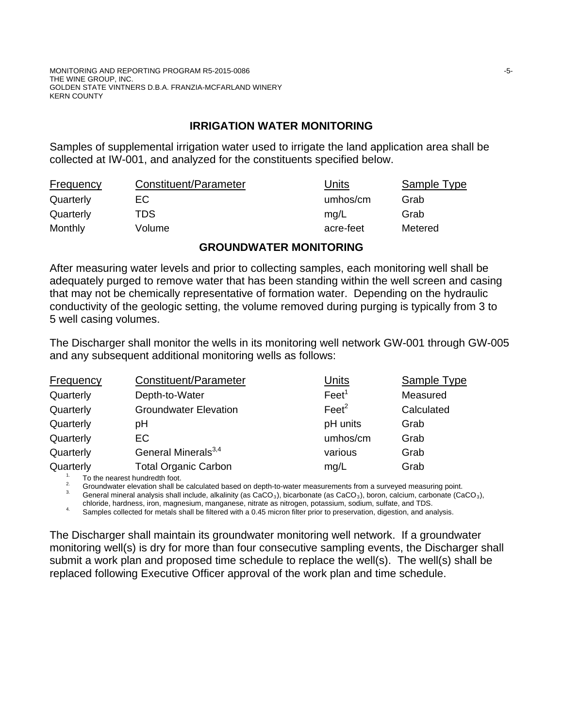## IRRIGATION WATER MONITORING

Samples of supplemental irrigation water used to irrigate the land application area shall be collected at IW-001, and analyzed for the constituents specified below.

| Frequency | Constituent/Parameter | Units | Sample Type |
|---|---|---|---|
| Quarterly | EC | umhos/cm | Grab |
| Quarterly | TDS | mg/L | Grab |
| Monthly | Volume | acre-feet | Metered |

## GROUNDWATER MONITORING

After measuring water levels and prior to collecting samples, each monitoring well shall be adequately purged to remove water that has been standing within the well screen and casing that may not be chemically representative of formation water. Depending on the hydraulic conductivity of the geologic setting, the volume removed during purging is typically from 3 to 5 well casing volumes.

The Discharger shall monitor the wells in its monitoring well network GW-001 through GW-005 and any subsequent additional monitoring wells as follows:

| Frequency | Constituent/Parameter | Units | Sample Type |
|---|---|---|---|
| Quarterly | Depth-to-Water | Feet[1] | Measured |
| Quarterly | Groundwater Elevation | Feet[2] | Calculated |
| Quarterly | pH | pH units | Grab |
| Quarterly | EC | umhos/cm | Grab |
| Quarterly | General Minerals[3,4] | various | Grab |
| Quarterly | Total Organic Carbon | mg/L | Grab |

1. To the nearest hundredth foot.
2. Groundwater elevation shall be calculated based on depth-to-water measurements from a surveyed measuring point.
3. General mineral analysis shall include, alkalinity (as $CaCO_3$), bicarbonate (as $CaCO_3$), boron, calcium, carbonate ($CaCO_3$), chloride, hardness, iron, magnesium, manganese, nitrate as nitrogen, potassium, sodium, sulfate, and TDS.
4. Samples collected for metals shall be filtered with a 0.45 micron filter prior to preservation, digestion, and analysis.

The Discharger shall maintain its groundwater monitoring well network. If a groundwater monitoring well(s) is dry for more than four consecutive sampling events, the Discharger shall submit a work plan and proposed time schedule to replace the well(s). The well(s) shall be replaced following Executive Officer approval of the work plan and time schedule.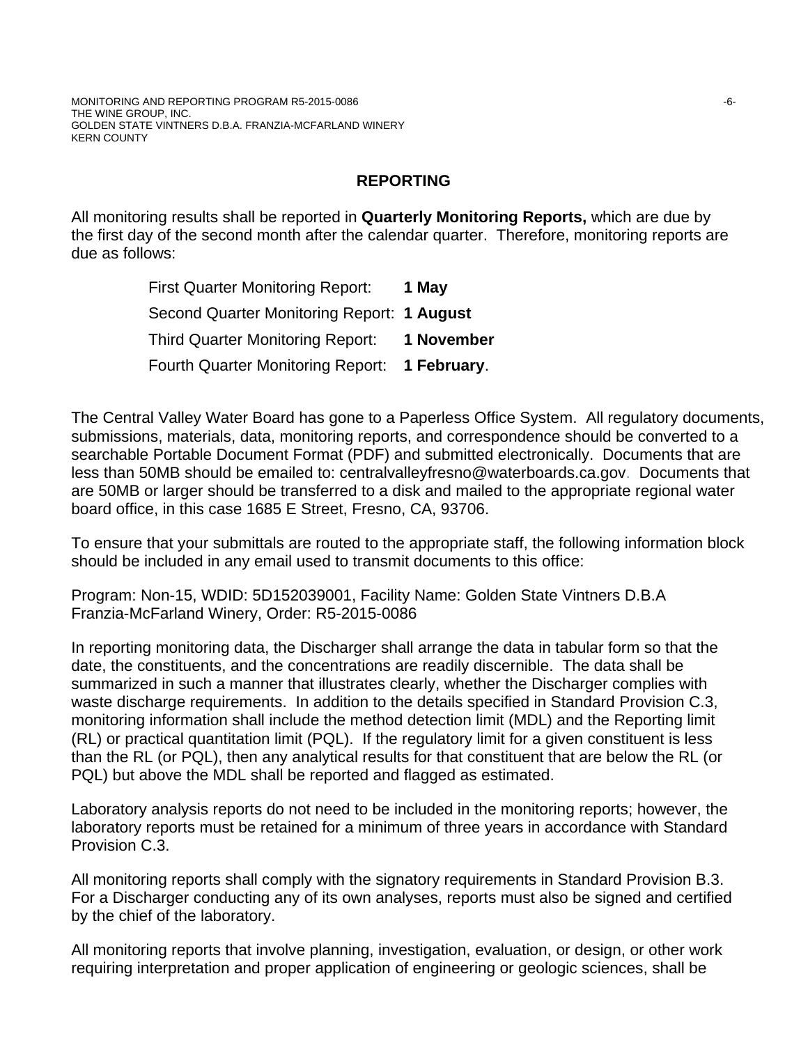## REPORTING

All monitoring results shall be reported in **Quarterly Monitoring Reports,** which are due by the first day of the second month after the calendar quarter. Therefore, monitoring reports are due as follows:

First Quarter Monitoring Report: **1 May**

Second Quarter Monitoring Report: **1 August**

Third Quarter Monitoring Report: **1 November**

Fourth Quarter Monitoring Report: **1 February**.

The Central Valley Water Board has gone to a Paperless Office System. All regulatory documents, submissions, materials, data, monitoring reports, and correspondence should be converted to a searchable Portable Document Format (PDF) and submitted electronically. Documents that are less than 50MB should be emailed to: centralvalleyfresno@waterboards.ca.gov. Documents that are 50MB or larger should be transferred to a disk and mailed to the appropriate regional water board office, in this case 1685 E Street, Fresno, CA, 93706.

To ensure that your submittals are routed to the appropriate staff, the following information block should be included in any email used to transmit documents to this office:

Program: Non-15, WDID: 5D152039001, Facility Name: Golden State Vintners D.B.A Franzia-McFarland Winery, Order: R5-2015-0086

In reporting monitoring data, the Discharger shall arrange the data in tabular form so that the date, the constituents, and the concentrations are readily discernible. The data shall be summarized in such a manner that illustrates clearly, whether the Discharger complies with waste discharge requirements. In addition to the details specified in Standard Provision C.3, monitoring information shall include the method detection limit (MDL) and the Reporting limit (RL) or practical quantitation limit (PQL). If the regulatory limit for a given constituent is less than the RL (or PQL), then any analytical results for that constituent that are below the RL (or PQL) but above the MDL shall be reported and flagged as estimated.

Laboratory analysis reports do not need to be included in the monitoring reports; however, the laboratory reports must be retained for a minimum of three years in accordance with Standard Provision C.3.

All monitoring reports shall comply with the signatory requirements in Standard Provision B.3. For a Discharger conducting any of its own analyses, reports must also be signed and certified by the chief of the laboratory.

All monitoring reports that involve planning, investigation, evaluation, or design, or other work requiring interpretation and proper application of engineering or geologic sciences, shall be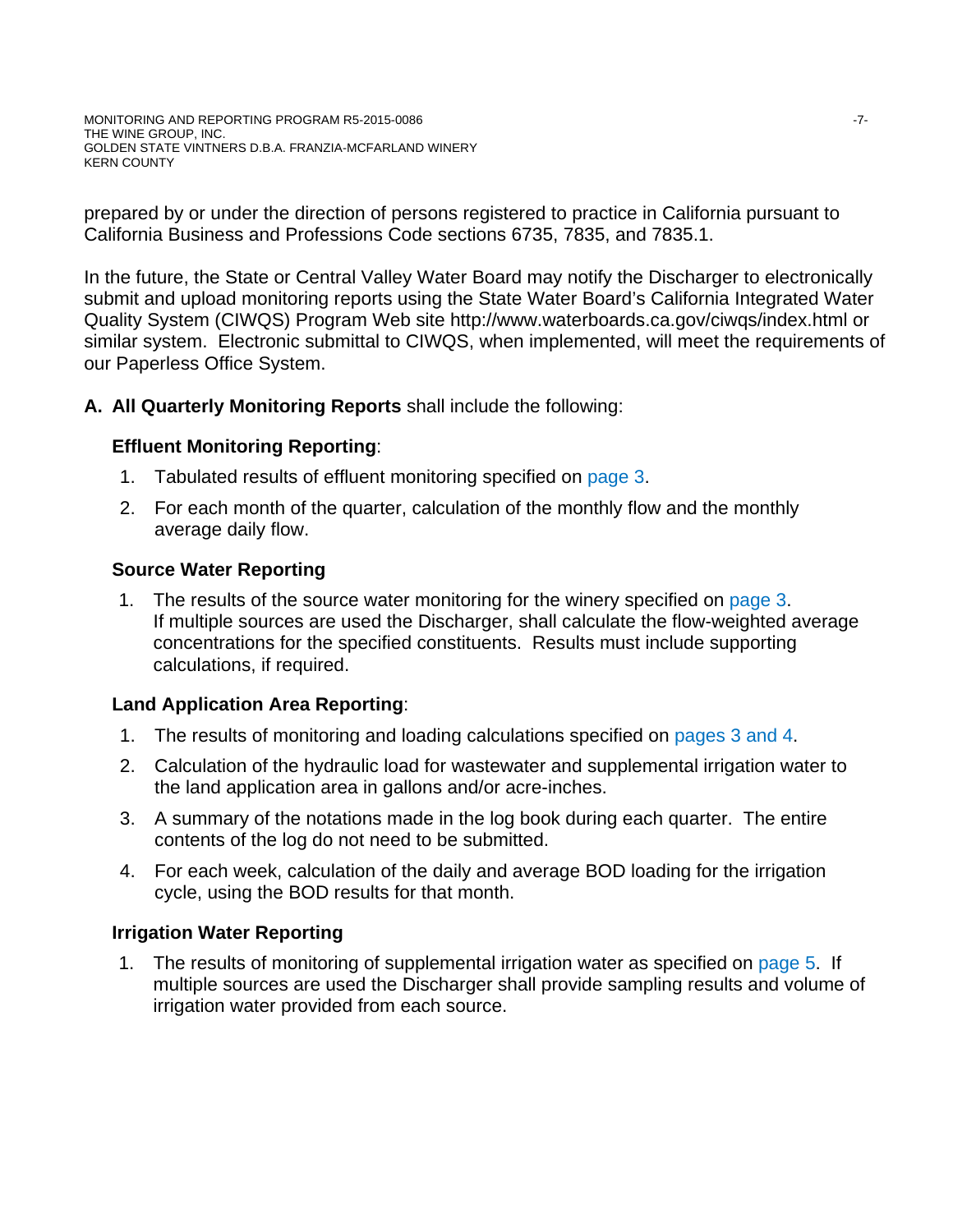prepared by or under the direction of persons registered to practice in California pursuant to California Business and Professions Code sections 6735, 7835, and 7835.1.

In the future, the State or Central Valley Water Board may notify the Discharger to electronically submit and upload monitoring reports using the State Water Board's California Integrated Water Quality System (CIWQS) Program Web site http://www.waterboards.ca.gov/ciwqs/index.html or similar system. Electronic submittal to CIWQS, when implemented, will meet the requirements of our Paperless Office System.

**A. All Quarterly Monitoring Reports** shall include the following:

**Effluent Monitoring Reporting**:

1. Tabulated results of effluent monitoring specified on page 3.
2. For each month of the quarter, calculation of the monthly flow and the monthly average daily flow.

**Source Water Reporting**

1. The results of the source water monitoring for the winery specified on page 3. If multiple sources are used the Discharger, shall calculate the flow-weighted average concentrations for the specified constituents. Results must include supporting calculations, if required.

**Land Application Area Reporting**:

1. The results of monitoring and loading calculations specified on pages 3 and 4.
2. Calculation of the hydraulic load for wastewater and supplemental irrigation water to the land application area in gallons and/or acre-inches.
3. A summary of the notations made in the log book during each quarter. The entire contents of the log do not need to be submitted.
4. For each week, calculation of the daily and average BOD loading for the irrigation cycle, using the BOD results for that month.

**Irrigation Water Reporting**

1. The results of monitoring of supplemental irrigation water as specified on page 5. If multiple sources are used the Discharger shall provide sampling results and volume of irrigation water provided from each source.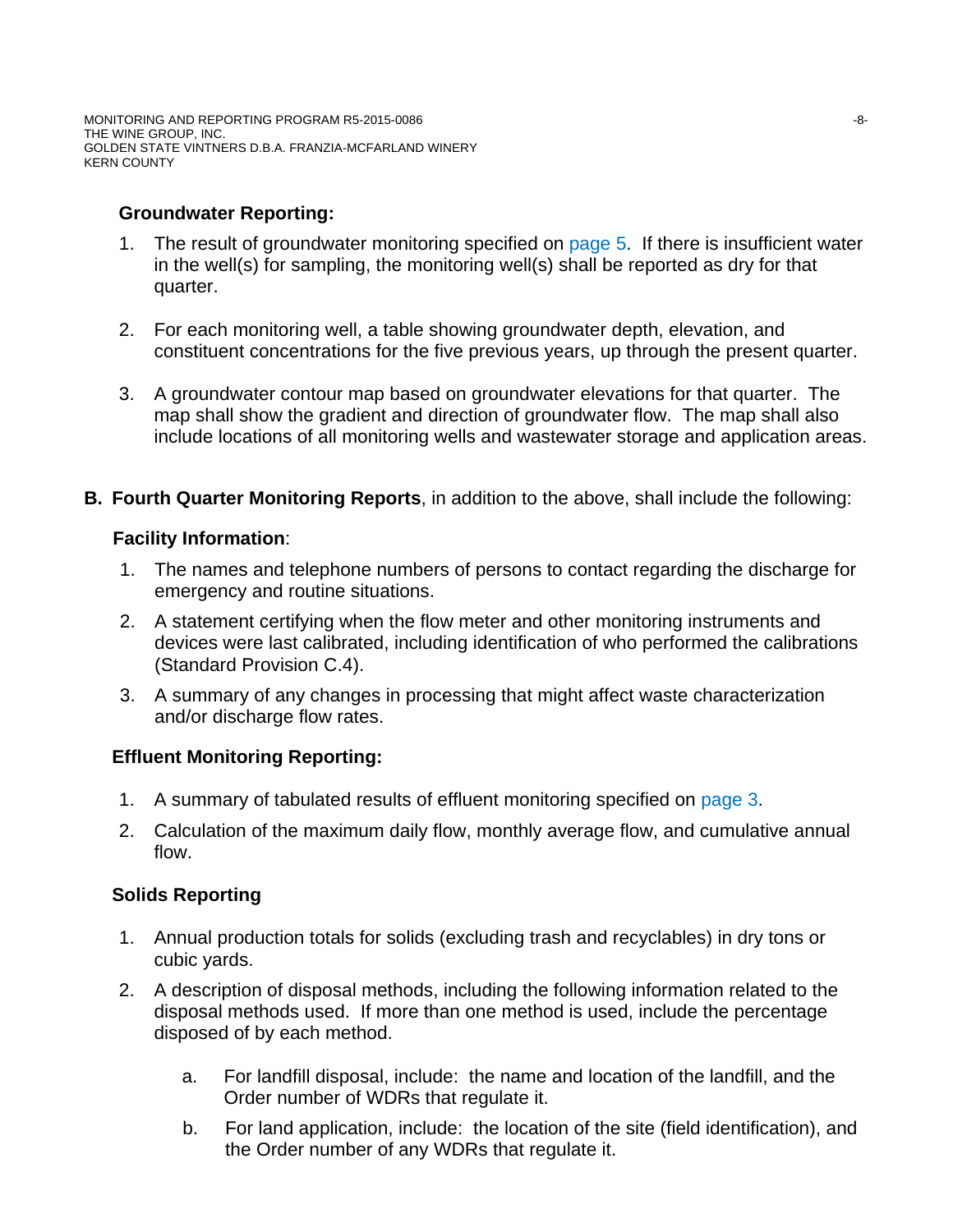**Groundwater Reporting:**

1. The result of groundwater monitoring specified on page 5. If there is insufficient water in the well(s) for sampling, the monitoring well(s) shall be reported as dry for that quarter.

2. For each monitoring well, a table showing groundwater depth, elevation, and constituent concentrations for the five previous years, up through the present quarter.

3. A groundwater contour map based on groundwater elevations for that quarter. The map shall show the gradient and direction of groundwater flow. The map shall also include locations of all monitoring wells and wastewater storage and application areas.

**B. Fourth Quarter Monitoring Reports**, in addition to the above, shall include the following:

**Facility Information**:

1. The names and telephone numbers of persons to contact regarding the discharge for emergency and routine situations.
2. A statement certifying when the flow meter and other monitoring instruments and devices were last calibrated, including identification of who performed the calibrations (Standard Provision C.4).
3. A summary of any changes in processing that might affect waste characterization and/or discharge flow rates.

**Effluent Monitoring Reporting:**

1. A summary of tabulated results of effluent monitoring specified on page 3.
2. Calculation of the maximum daily flow, monthly average flow, and cumulative annual flow.

**Solids Reporting**

1. Annual production totals for solids (excluding trash and recyclables) in dry tons or cubic yards.
2. A description of disposal methods, including the following information related to the disposal methods used. If more than one method is used, include the percentage disposed of by each method.

   a. For landfill disposal, include: the name and location of the landfill, and the Order number of WDRs that regulate it.

   b. For land application, include: the location of the site (field identification), and the Order number of any WDRs that regulate it.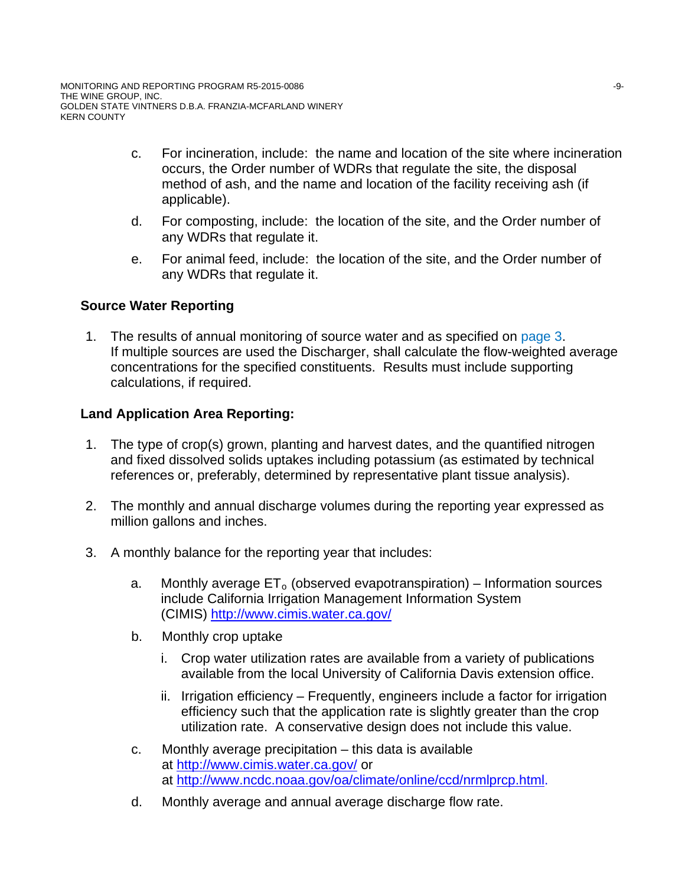c. For incineration, include: the name and location of the site where incineration occurs, the Order number of WDRs that regulate the site, the disposal method of ash, and the name and location of the facility receiving ash (if applicable).

d. For composting, include: the location of the site, and the Order number of any WDRs that regulate it.

e. For animal feed, include: the location of the site, and the Order number of any WDRs that regulate it.

**Source Water Reporting**

1. The results of annual monitoring of source water and as specified on page 3. If multiple sources are used the Discharger, shall calculate the flow-weighted average concentrations for the specified constituents. Results must include supporting calculations, if required.

**Land Application Area Reporting:**

1. The type of crop(s) grown, planting and harvest dates, and the quantified nitrogen and fixed dissolved solids uptakes including potassium (as estimated by technical references or, preferably, determined by representative plant tissue analysis).

2. The monthly and annual discharge volumes during the reporting year expressed as million gallons and inches.

3. A monthly balance for the reporting year that includes:

   a. Monthly average $ET_o$ (observed evapotranspiration) – Information sources include California Irrigation Management Information System (CIMIS) http://www.cimis.water.ca.gov/

   b. Monthly crop uptake

      i. Crop water utilization rates are available from a variety of publications available from the local University of California Davis extension office.

      ii. Irrigation efficiency – Frequently, engineers include a factor for irrigation efficiency such that the application rate is slightly greater than the crop utilization rate. A conservative design does not include this value.

   c. Monthly average precipitation – this data is available at http://www.cimis.water.ca.gov/ or at http://www.ncdc.noaa.gov/oa/climate/online/ccd/nrmlprcp.html.

   d. Monthly average and annual average discharge flow rate.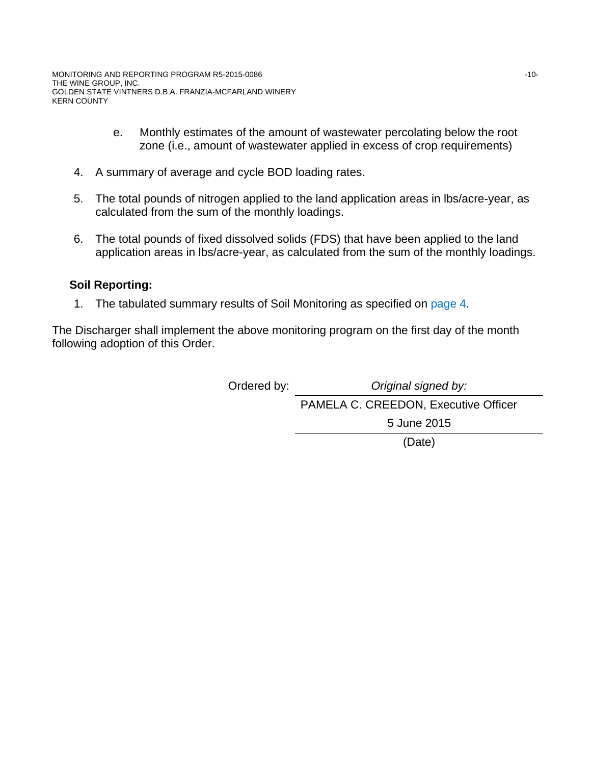e. Monthly estimates of the amount of wastewater percolating below the root zone (i.e., amount of wastewater applied in excess of crop requirements)

4. A summary of average and cycle BOD loading rates.

5. The total pounds of nitrogen applied to the land application areas in lbs/acre-year, as calculated from the sum of the monthly loadings.

6. The total pounds of fixed dissolved solids (FDS) that have been applied to the land application areas in lbs/acre-year, as calculated from the sum of the monthly loadings.

**Soil Reporting:**

1. The tabulated summary results of Soil Monitoring as specified on page 4.

The Discharger shall implement the above monitoring program on the first day of the month following adoption of this Order.

Ordered by: *Original signed by:*

PAMELA C. CREEDON, Executive Officer

5 June 2015

(Date)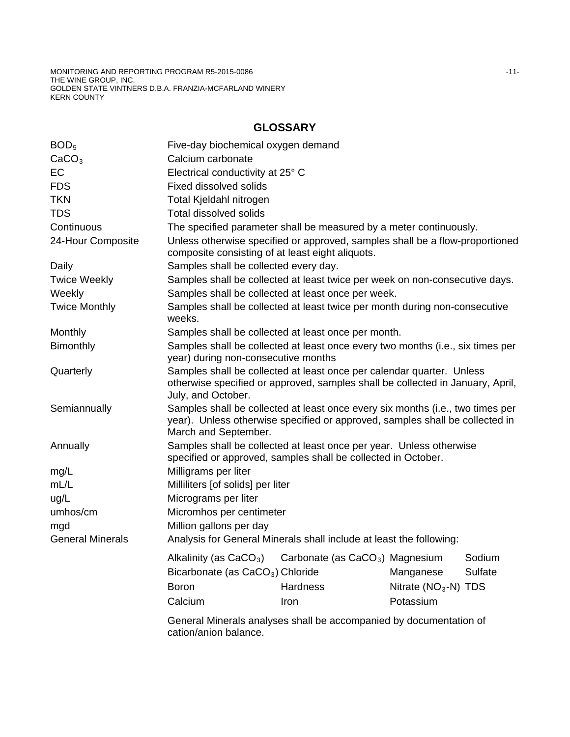## GLOSSARY

| | |
|---|---|
| $BOD_5$ | Five-day biochemical oxygen demand |
| $CaCO_3$ | Calcium carbonate |
| EC | Electrical conductivity at 25° C |
| FDS | Fixed dissolved solids |
| TKN | Total Kjeldahl nitrogen |
| TDS | Total dissolved solids |
| Continuous | The specified parameter shall be measured by a meter continuously. |
| 24-Hour Composite | Unless otherwise specified or approved, samples shall be a flow-proportioned composite consisting of at least eight aliquots. |
| Daily | Samples shall be collected every day. |
| Twice Weekly | Samples shall be collected at least twice per week on non-consecutive days. |
| Weekly | Samples shall be collected at least once per week. |
| Twice Monthly | Samples shall be collected at least twice per month during non-consecutive weeks. |
| Monthly | Samples shall be collected at least once per month. |
| Bimonthly | Samples shall be collected at least once every two months (i.e., six times per year) during non-consecutive months |
| Quarterly | Samples shall be collected at least once per calendar quarter. Unless otherwise specified or approved, samples shall be collected in January, April, July, and October. |
| Semiannually | Samples shall be collected at least once every six months (i.e., two times per year). Unless otherwise specified or approved, samples shall be collected in March and September. |
| Annually | Samples shall be collected at least once per year. Unless otherwise specified or approved, samples shall be collected in October. |
| mg/L | Milligrams per liter |
| mL/L | Milliliters [of solids] per liter |
| ug/L | Micrograms per liter |
| umhos/cm | Micromhos per centimeter |
| mgd | Million gallons per day |
| General Minerals | Analysis for General Minerals shall include at least the following: |

| | | | |
|---|---|---|---|
| Alkalinity (as $CaCO_3$) | Carbonate (as $CaCO_3$) | Magnesium | Sodium |
| Bicarbonate (as $CaCO_3$) | Chloride | Manganese | Sulfate |
| Boron | Hardness | Nitrate ($NO_3$-N) | TDS |
| Calcium | Iron | Potassium | |

General Minerals analyses shall be accompanied by documentation of cation/anion balance.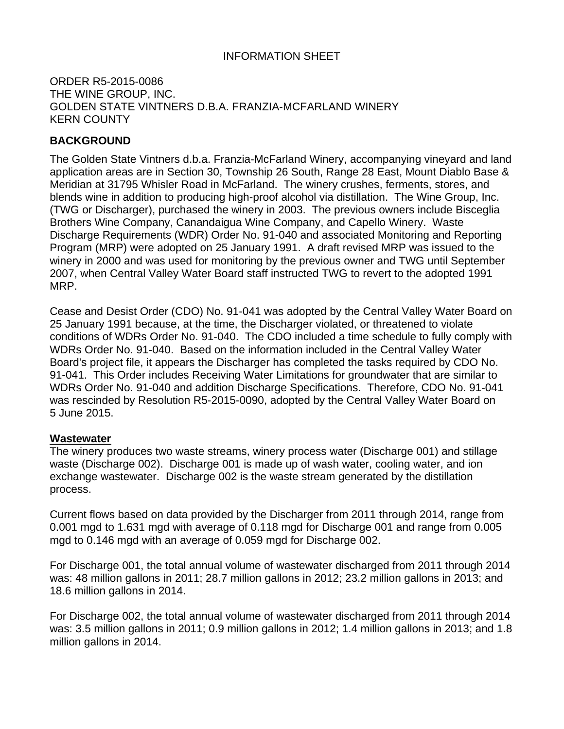INFORMATION SHEET

ORDER R5-2015-0086
THE WINE GROUP, INC.
GOLDEN STATE VINTNERS D.B.A. FRANZIA-MCFARLAND WINERY
KERN COUNTY

**BACKGROUND**

The Golden State Vintners d.b.a. Franzia-McFarland Winery, accompanying vineyard and land application areas are in Section 30, Township 26 South, Range 28 East, Mount Diablo Base & Meridian at 31795 Whisler Road in McFarland. The winery crushes, ferments, stores, and blends wine in addition to producing high-proof alcohol via distillation. The Wine Group, Inc. (TWG or Discharger), purchased the winery in 2003. The previous owners include Bisceglia Brothers Wine Company, Canandaigua Wine Company, and Capello Winery. Waste Discharge Requirements (WDR) Order No. 91-040 and associated Monitoring and Reporting Program (MRP) were adopted on 25 January 1991. A draft revised MRP was issued to the winery in 2000 and was used for monitoring by the previous owner and TWG until September 2007, when Central Valley Water Board staff instructed TWG to revert to the adopted 1991 MRP.

Cease and Desist Order (CDO) No. 91-041 was adopted by the Central Valley Water Board on 25 January 1991 because, at the time, the Discharger violated, or threatened to violate conditions of WDRs Order No. 91-040. The CDO included a time schedule to fully comply with WDRs Order No. 91-040. Based on the information included in the Central Valley Water Board's project file, it appears the Discharger has completed the tasks required by CDO No. 91-041. This Order includes Receiving Water Limitations for groundwater that are similar to WDRs Order No. 91-040 and addition Discharge Specifications. Therefore, CDO No. 91-041 was rescinded by Resolution R5-2015-0090, adopted by the Central Valley Water Board on 5 June 2015.

**<u>Wastewater</u>**

The winery produces two waste streams, winery process water (Discharge 001) and stillage waste (Discharge 002). Discharge 001 is made up of wash water, cooling water, and ion exchange wastewater. Discharge 002 is the waste stream generated by the distillation process.

Current flows based on data provided by the Discharger from 2011 through 2014, range from 0.001 mgd to 1.631 mgd with average of 0.118 mgd for Discharge 001 and range from 0.005 mgd to 0.146 mgd with an average of 0.059 mgd for Discharge 002.

For Discharge 001, the total annual volume of wastewater discharged from 2011 through 2014 was: 48 million gallons in 2011; 28.7 million gallons in 2012; 23.2 million gallons in 2013; and 18.6 million gallons in 2014.

For Discharge 002, the total annual volume of wastewater discharged from 2011 through 2014 was: 3.5 million gallons in 2011; 0.9 million gallons in 2012; 1.4 million gallons in 2013; and 1.8 million gallons in 2014.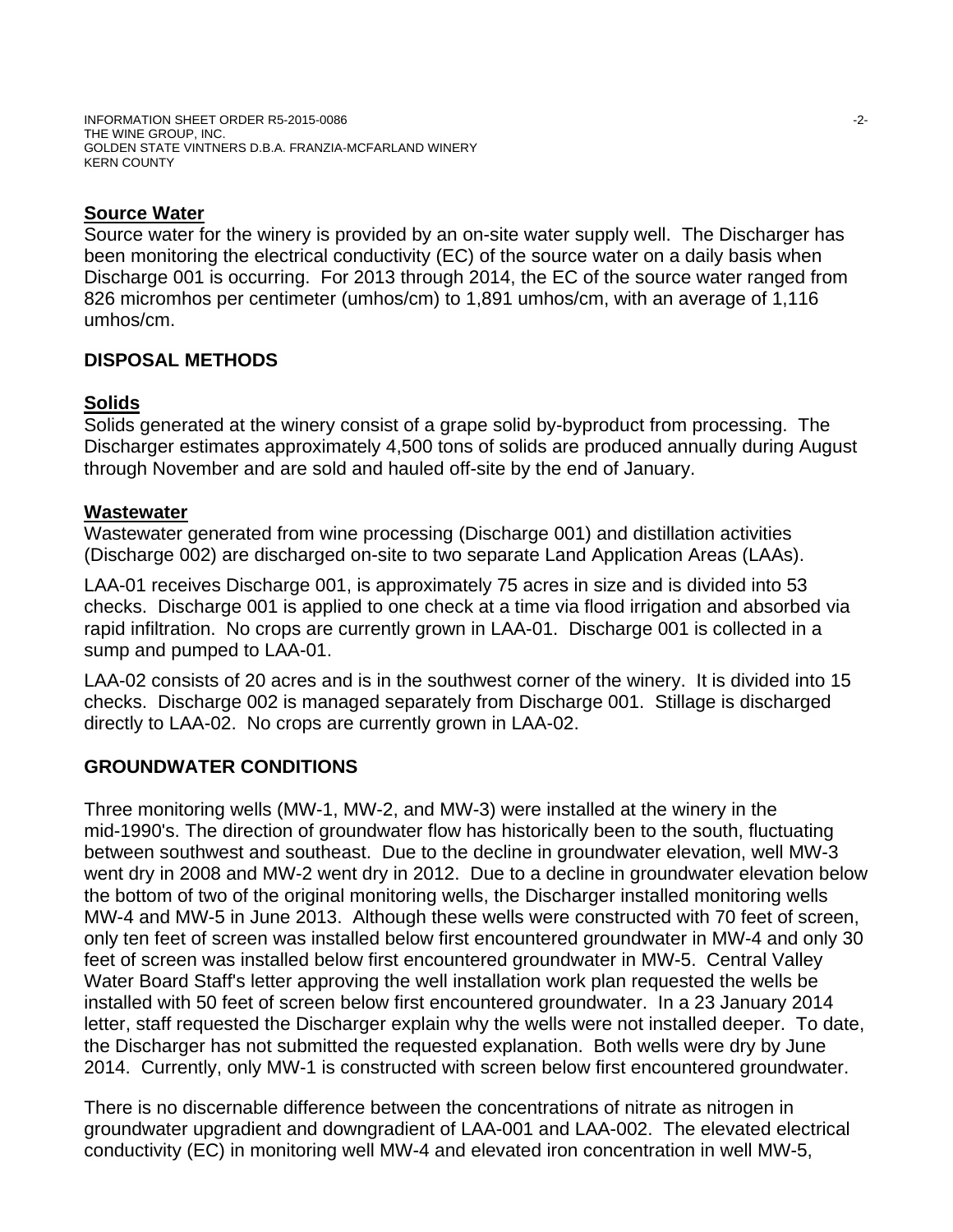### Source Water

Source water for the winery is provided by an on-site water supply well. The Discharger has been monitoring the electrical conductivity (EC) of the source water on a daily basis when Discharge 001 is occurring. For 2013 through 2014, the EC of the source water ranged from 826 micromhos per centimeter (umhos/cm) to 1,891 umhos/cm, with an average of 1,116 umhos/cm.

## DISPOSAL METHODS

### Solids

Solids generated at the winery consist of a grape solid by-byproduct from processing. The Discharger estimates approximately 4,500 tons of solids are produced annually during August through November and are sold and hauled off-site by the end of January.

### Wastewater

Wastewater generated from wine processing (Discharge 001) and distillation activities (Discharge 002) are discharged on-site to two separate Land Application Areas (LAAs).

LAA-01 receives Discharge 001, is approximately 75 acres in size and is divided into 53 checks. Discharge 001 is applied to one check at a time via flood irrigation and absorbed via rapid infiltration. No crops are currently grown in LAA-01. Discharge 001 is collected in a sump and pumped to LAA-01.

LAA-02 consists of 20 acres and is in the southwest corner of the winery. It is divided into 15 checks. Discharge 002 is managed separately from Discharge 001. Stillage is discharged directly to LAA-02. No crops are currently grown in LAA-02.

## GROUNDWATER CONDITIONS

Three monitoring wells (MW-1, MW-2, and MW-3) were installed at the winery in the mid-1990's. The direction of groundwater flow has historically been to the south, fluctuating between southwest and southeast. Due to the decline in groundwater elevation, well MW-3 went dry in 2008 and MW-2 went dry in 2012. Due to a decline in groundwater elevation below the bottom of two of the original monitoring wells, the Discharger installed monitoring wells MW-4 and MW-5 in June 2013. Although these wells were constructed with 70 feet of screen, only ten feet of screen was installed below first encountered groundwater in MW-4 and only 30 feet of screen was installed below first encountered groundwater in MW-5. Central Valley Water Board Staff's letter approving the well installation work plan requested the wells be installed with 50 feet of screen below first encountered groundwater. In a 23 January 2014 letter, staff requested the Discharger explain why the wells were not installed deeper. To date, the Discharger has not submitted the requested explanation. Both wells were dry by June 2014. Currently, only MW-1 is constructed with screen below first encountered groundwater.

There is no discernable difference between the concentrations of nitrate as nitrogen in groundwater upgradient and downgradient of LAA-001 and LAA-002. The elevated electrical conductivity (EC) in monitoring well MW-4 and elevated iron concentration in well MW-5,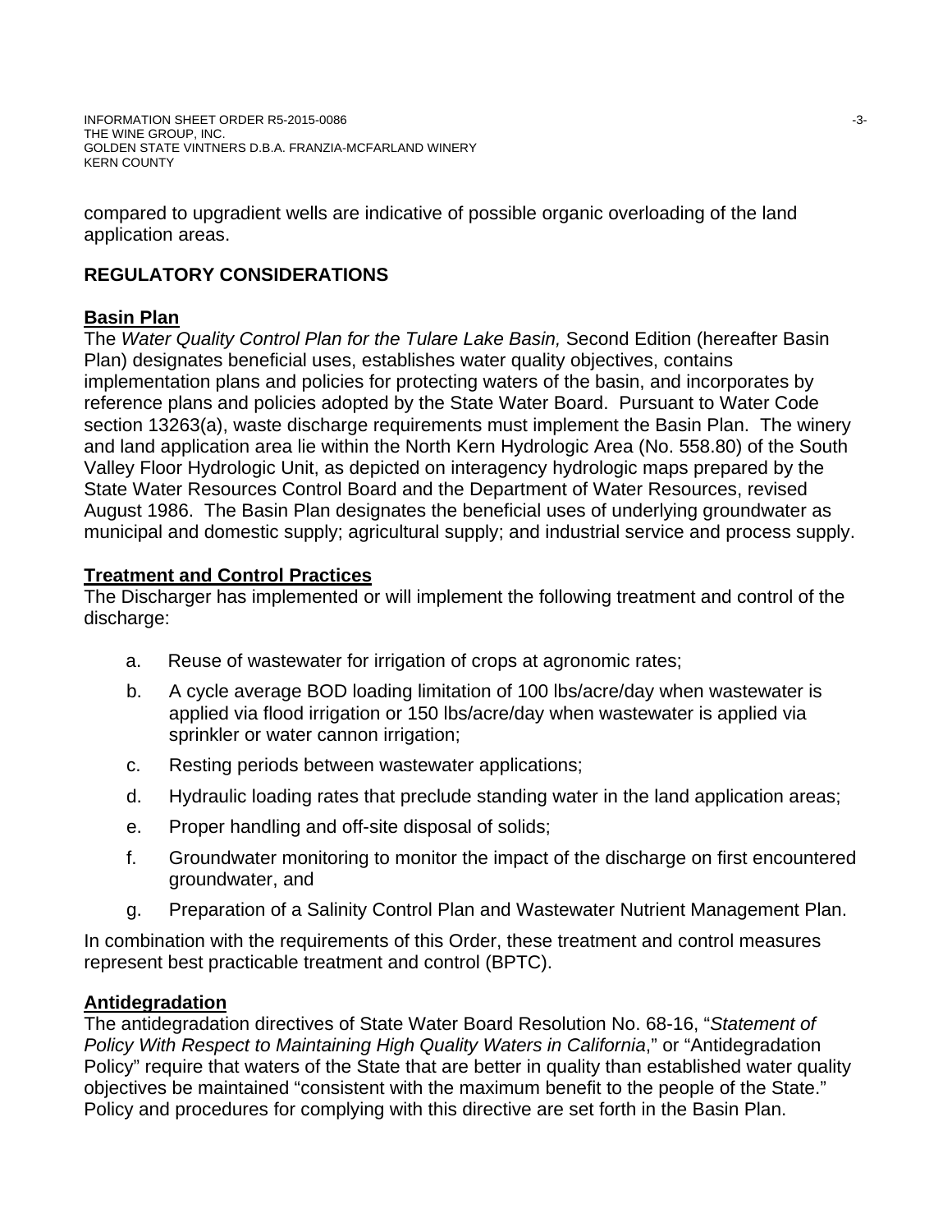compared to upgradient wells are indicative of possible organic overloading of the land application areas.

## REGULATORY CONSIDERATIONS

### Basin Plan

The *Water Quality Control Plan for the Tulare Lake Basin,* Second Edition (hereafter Basin Plan) designates beneficial uses, establishes water quality objectives, contains implementation plans and policies for protecting waters of the basin, and incorporates by reference plans and policies adopted by the State Water Board. Pursuant to Water Code section 13263(a), waste discharge requirements must implement the Basin Plan. The winery and land application area lie within the North Kern Hydrologic Area (No. 558.80) of the South Valley Floor Hydrologic Unit, as depicted on interagency hydrologic maps prepared by the State Water Resources Control Board and the Department of Water Resources, revised August 1986. The Basin Plan designates the beneficial uses of underlying groundwater as municipal and domestic supply; agricultural supply; and industrial service and process supply.

### Treatment and Control Practices

The Discharger has implemented or will implement the following treatment and control of the discharge:

a. Reuse of wastewater for irrigation of crops at agronomic rates;

b. A cycle average BOD loading limitation of 100 lbs/acre/day when wastewater is applied via flood irrigation or 150 lbs/acre/day when wastewater is applied via sprinkler or water cannon irrigation;

c. Resting periods between wastewater applications;

d. Hydraulic loading rates that preclude standing water in the land application areas;

e. Proper handling and off-site disposal of solids;

f. Groundwater monitoring to monitor the impact of the discharge on first encountered groundwater, and

g. Preparation of a Salinity Control Plan and Wastewater Nutrient Management Plan.

In combination with the requirements of this Order, these treatment and control measures represent best practicable treatment and control (BPTC).

### Antidegradation

The antidegradation directives of State Water Board Resolution No. 68-16, "*Statement of Policy With Respect to Maintaining High Quality Waters in California*," or "Antidegradation Policy" require that waters of the State that are better in quality than established water quality objectives be maintained "consistent with the maximum benefit to the people of the State." Policy and procedures for complying with this directive are set forth in the Basin Plan.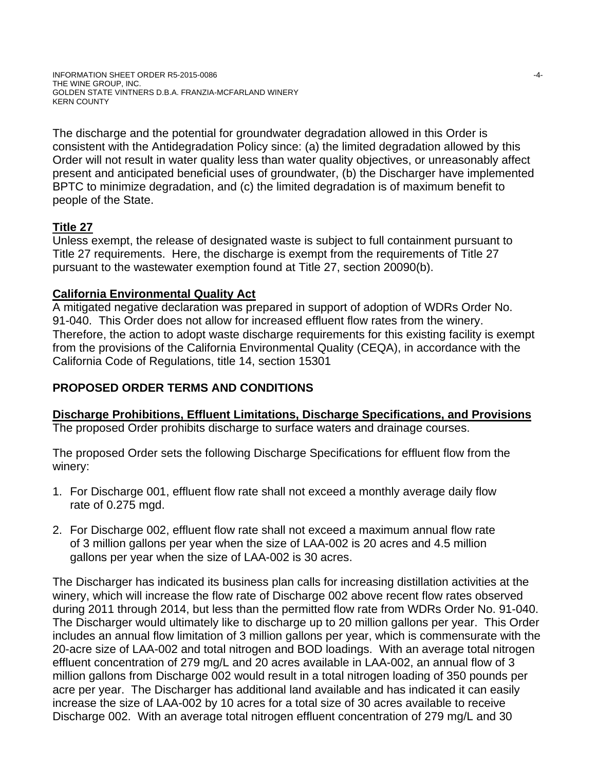The discharge and the potential for groundwater degradation allowed in this Order is consistent with the Antidegradation Policy since: (a) the limited degradation allowed by this Order will not result in water quality less than water quality objectives, or unreasonably affect present and anticipated beneficial uses of groundwater, (b) the Discharger have implemented BPTC to minimize degradation, and (c) the limited degradation is of maximum benefit to people of the State.

**Title 27**

Unless exempt, the release of designated waste is subject to full containment pursuant to Title 27 requirements. Here, the discharge is exempt from the requirements of Title 27 pursuant to the wastewater exemption found at Title 27, section 20090(b).

**California Environmental Quality Act**

A mitigated negative declaration was prepared in support of adoption of WDRs Order No. 91-040. This Order does not allow for increased effluent flow rates from the winery. Therefore, the action to adopt waste discharge requirements for this existing facility is exempt from the provisions of the California Environmental Quality (CEQA), in accordance with the California Code of Regulations, title 14, section 15301

## PROPOSED ORDER TERMS AND CONDITIONS

**Discharge Prohibitions, Effluent Limitations, Discharge Specifications, and Provisions**

The proposed Order prohibits discharge to surface waters and drainage courses.

The proposed Order sets the following Discharge Specifications for effluent flow from the winery:

1. For Discharge 001, effluent flow rate shall not exceed a monthly average daily flow rate of 0.275 mgd.
2. For Discharge 002, effluent flow rate shall not exceed a maximum annual flow rate of 3 million gallons per year when the size of LAA-002 is 20 acres and 4.5 million gallons per year when the size of LAA-002 is 30 acres.

The Discharger has indicated its business plan calls for increasing distillation activities at the winery, which will increase the flow rate of Discharge 002 above recent flow rates observed during 2011 through 2014, but less than the permitted flow rate from WDRs Order No. 91-040. The Discharger would ultimately like to discharge up to 20 million gallons per year. This Order includes an annual flow limitation of 3 million gallons per year, which is commensurate with the 20-acre size of LAA-002 and total nitrogen and BOD loadings. With an average total nitrogen effluent concentration of 279 mg/L and 20 acres available in LAA-002, an annual flow of 3 million gallons from Discharge 002 would result in a total nitrogen loading of 350 pounds per acre per year. The Discharger has additional land available and has indicated it can easily increase the size of LAA-002 by 10 acres for a total size of 30 acres available to receive Discharge 002. With an average total nitrogen effluent concentration of 279 mg/L and 30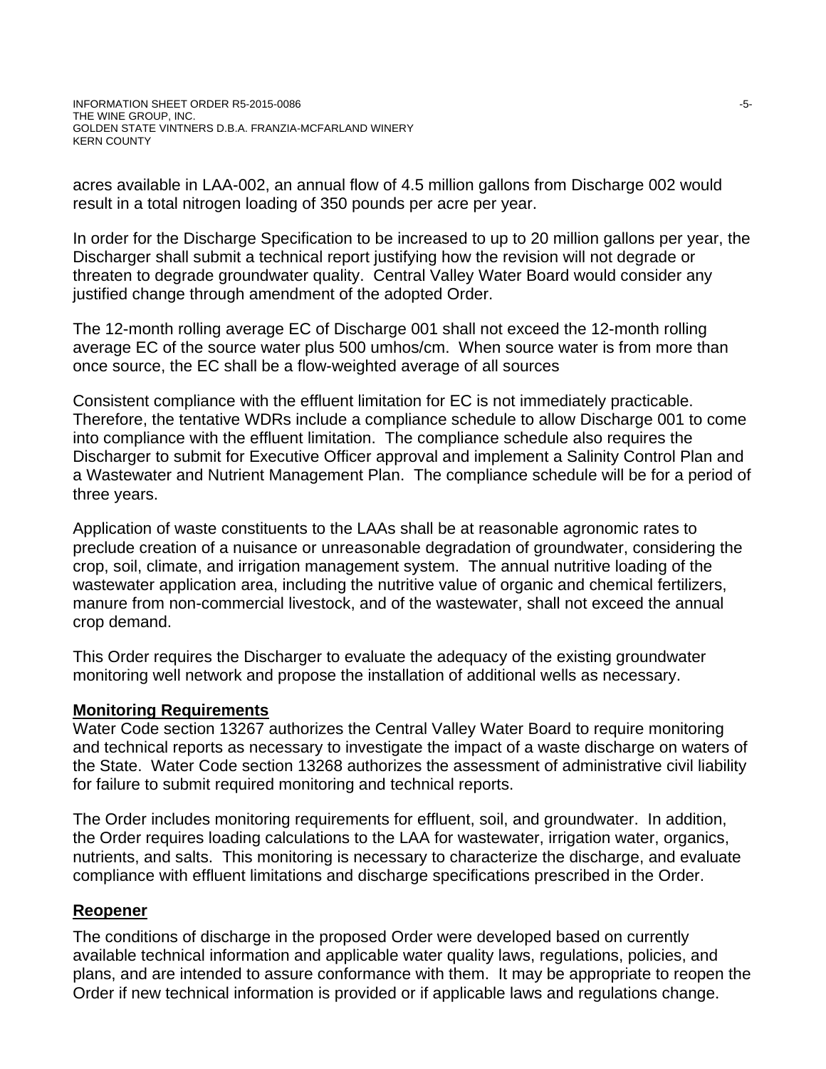acres available in LAA-002, an annual flow of 4.5 million gallons from Discharge 002 would result in a total nitrogen loading of 350 pounds per acre per year.

In order for the Discharge Specification to be increased to up to 20 million gallons per year, the Discharger shall submit a technical report justifying how the revision will not degrade or threaten to degrade groundwater quality. Central Valley Water Board would consider any justified change through amendment of the adopted Order.

The 12-month rolling average EC of Discharge 001 shall not exceed the 12-month rolling average EC of the source water plus 500 umhos/cm. When source water is from more than once source, the EC shall be a flow-weighted average of all sources

Consistent compliance with the effluent limitation for EC is not immediately practicable. Therefore, the tentative WDRs include a compliance schedule to allow Discharge 001 to come into compliance with the effluent limitation. The compliance schedule also requires the Discharger to submit for Executive Officer approval and implement a Salinity Control Plan and a Wastewater and Nutrient Management Plan. The compliance schedule will be for a period of three years.

Application of waste constituents to the LAAs shall be at reasonable agronomic rates to preclude creation of a nuisance or unreasonable degradation of groundwater, considering the crop, soil, climate, and irrigation management system. The annual nutritive loading of the wastewater application area, including the nutritive value of organic and chemical fertilizers, manure from non-commercial livestock, and of the wastewater, shall not exceed the annual crop demand.

This Order requires the Discharger to evaluate the adequacy of the existing groundwater monitoring well network and propose the installation of additional wells as necessary.

## Monitoring Requirements

Water Code section 13267 authorizes the Central Valley Water Board to require monitoring and technical reports as necessary to investigate the impact of a waste discharge on waters of the State. Water Code section 13268 authorizes the assessment of administrative civil liability for failure to submit required monitoring and technical reports.

The Order includes monitoring requirements for effluent, soil, and groundwater. In addition, the Order requires loading calculations to the LAA for wastewater, irrigation water, organics, nutrients, and salts. This monitoring is necessary to characterize the discharge, and evaluate compliance with effluent limitations and discharge specifications prescribed in the Order.

## Reopener

The conditions of discharge in the proposed Order were developed based on currently available technical information and applicable water quality laws, regulations, policies, and plans, and are intended to assure conformance with them. It may be appropriate to reopen the Order if new technical information is provided or if applicable laws and regulations change.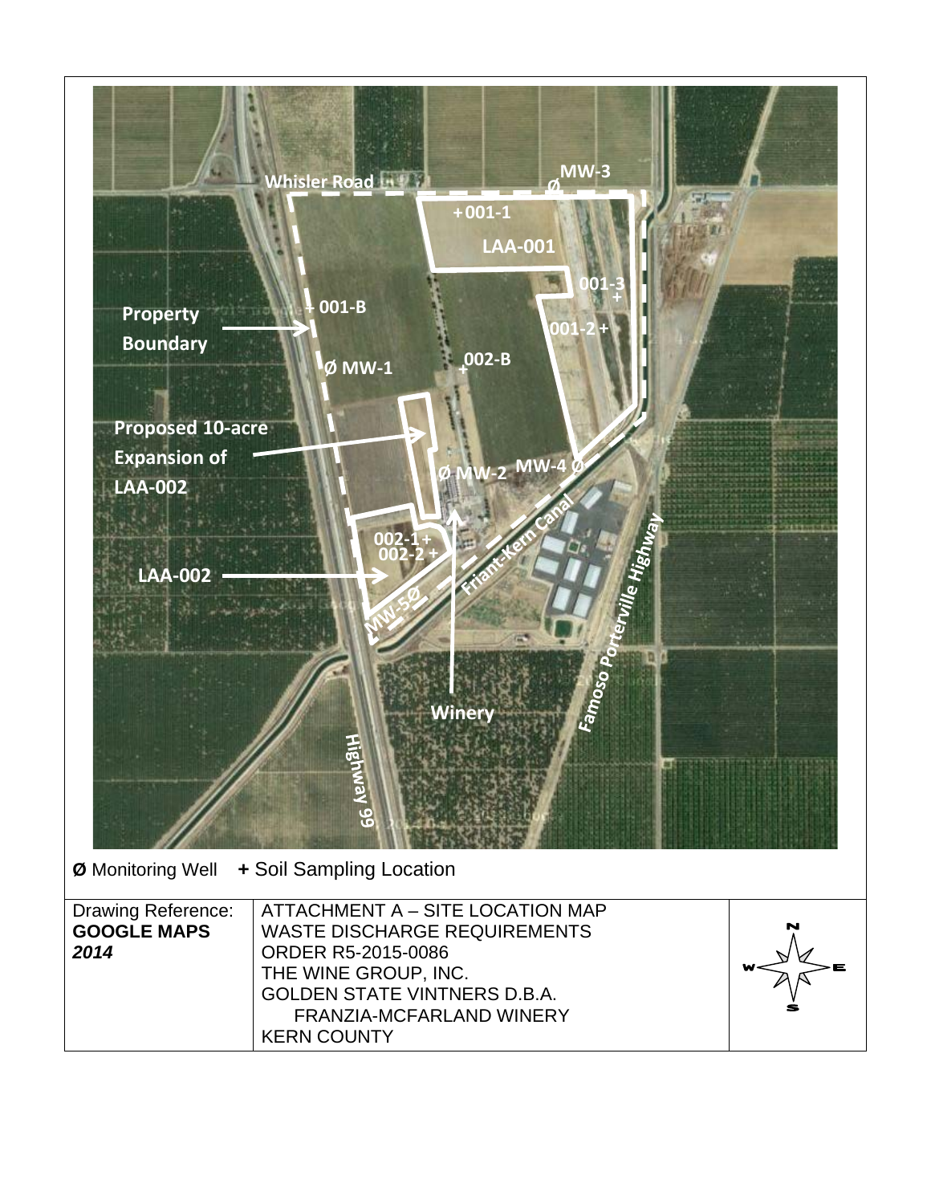Whisler Road

MW-3

+001-1

LAA-001

001-3

001-2

Property Boundary

001-B

MW-1

002-B

Proposed 10-acre Expansion of LAA-002

MW-2

MW-4

002-1

002-2

LAA-002

MW-5

Friant-Kern Canal

Famoso Porterville Highway

Winery

Highway 99

**Ø** Monitoring Well **+** Soil Sampling Location

| | | |
|---|---|---|
| Drawing Reference:<br>**GOOGLE MAPS**<br>***2014*** | ATTACHMENT A – SITE LOCATION MAP<br>WASTE DISCHARGE REQUIREMENTS<br>ORDER R5-2015-0086<br>THE WINE GROUP, INC.<br>GOLDEN STATE VINTNERS D.B.A.<br>FRANZIA-MCFARLAND WINERY<br>KERN COUNTY | N<br>W E<br>S |